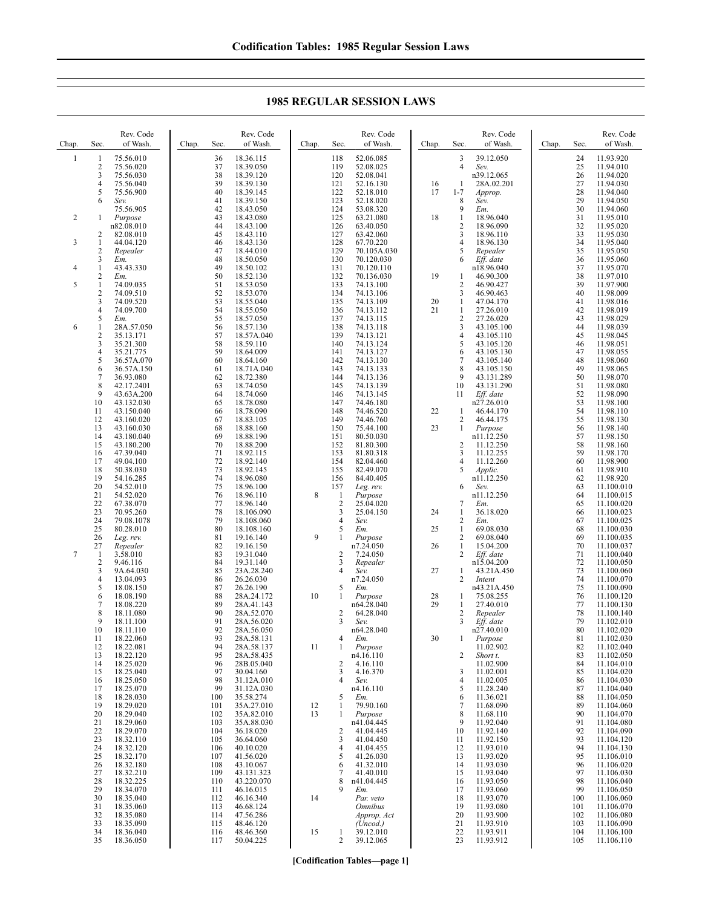# 1985 REGULAR SESSION LAWS

| Chap. | Sec. | Rev. Code of Wash. |
|---|---|---|
| 1 | 1 | 75.56.010 |
| | 2 | 75.56.020 |
| | 3 | 75.56.030 |
| | 4 | 75.56.040 |
| | 5 | 75.56.900 |
| | 6 | *Sev.* 75.56.905 |
| 2 | 1 | *Purpose* n82.08.010 |
| | 2 | 82.08.010 |
| 3 | 1 | 44.04.120 |
| | 2 | *Repealer* |
| | 3 | *Em.* |
| 4 | 1 | 43.43.330 |
| | 2 | *Em.* |
| 5 | 1 | 74.09.035 |
| | 2 | 74.09.510 |
| | 3 | 74.09.520 |
| | 4 | 74.09.700 |
| | 5 | *Em.* |
| 6 | 1 | 28A.57.050 |
| | 2 | 35.13.171 |
| | 3 | 35.21.300 |
| | 4 | 35.21.775 |
| | 5 | 36.57A.070 |
| | 6 | 36.57A.150 |
| | 7 | 36.93.080 |
| | 8 | 42.17.2401 |
| | 9 | 43.63A.200 |
| | 10 | 43.132.030 |
| | 11 | 43.150.040 |
| | 12 | 43.160.020 |
| | 13 | 43.160.030 |
| | 14 | 43.180.040 |
| | 15 | 43.180.200 |
| | 16 | 47.39.040 |
| | 17 | 49.04.100 |
| | 18 | 50.38.030 |
| | 19 | 54.16.285 |
| | 20 | 54.52.010 |
| | 21 | 54.52.020 |
| | 22 | 67.38.070 |
| | 23 | 70.95.260 |
| | 24 | 79.08.1078 |
| | 25 | 80.28.010 |
| | 26 | *Leg. rev.* |
| | 27 | *Repealer* |
| 7 | 1 | 3.58.010 |
| | 2 | 9.46.116 |
| | 3 | 9A.64.030 |
| | 4 | 13.04.093 |
| | 5 | 18.08.150 |
| | 6 | 18.08.190 |
| | 7 | 18.08.220 |
| | 8 | 18.11.080 |
| | 9 | 18.11.100 |
| | 10 | 18.11.110 |
| | 11 | 18.22.060 |
| | 12 | 18.22.081 |
| | 13 | 18.22.120 |
| | 14 | 18.25.020 |
| | 15 | 18.25.040 |
| | 16 | 18.25.050 |
| | 17 | 18.25.070 |
| | 18 | 18.28.030 |
| | 19 | 18.29.020 |
| | 20 | 18.29.040 |
| | 21 | 18.29.060 |
| | 22 | 18.29.070 |
| | 23 | 18.32.110 |
| | 24 | 18.32.120 |
| | 25 | 18.32.170 |
| | 26 | 18.32.180 |
| | 27 | 18.32.210 |
| | 28 | 18.32.225 |
| | 29 | 18.34.070 |
| | 30 | 18.35.040 |
| | 31 | 18.35.060 |
| | 32 | 18.35.080 |
| | 33 | 18.35.090 |
| | 34 | 18.36.040 |
| | 35 | 18.36.050 |
| | 36 | 18.36.115 |
| | 37 | 18.39.050 |
| | 38 | 18.39.120 |
| | 39 | 18.39.130 |
| | 40 | 18.39.145 |
| | 41 | 18.39.150 |
| | 42 | 18.43.050 |
| | 43 | 18.43.080 |
| | 44 | 18.43.100 |
| | 45 | 18.43.110 |
| | 46 | 18.43.130 |
| | 47 | 18.44.010 |
| | 48 | 18.50.050 |
| | 49 | 18.50.102 |
| | 50 | 18.52.130 |
| | 51 | 18.53.050 |
| | 52 | 18.53.070 |
| | 53 | 18.55.040 |
| | 54 | 18.55.050 |
| | 55 | 18.57.050 |
| | 56 | 18.57.130 |
| | 57 | 18.57A.040 |
| | 58 | 18.59.110 |
| | 59 | 18.64.009 |
| | 60 | 18.64.160 |
| | 61 | 18.71A.040 |
| | 62 | 18.72.380 |
| | 63 | 18.74.050 |
| | 64 | 18.74.060 |
| | 65 | 18.78.080 |
| | 66 | 18.78.090 |
| | 67 | 18.83.105 |
| | 68 | 18.88.160 |
| | 69 | 18.88.190 |
| | 70 | 18.88.200 |
| | 71 | 18.92.115 |
| | 72 | 18.92.140 |
| | 73 | 18.92.145 |
| | 74 | 18.96.080 |
| | 75 | 18.96.100 |
| | 76 | 18.96.110 |
| | 77 | 18.96.140 |
| | 78 | 18.106.090 |
| | 79 | 18.108.060 |
| | 80 | 18.108.160 |
| | 81 | 19.16.140 |
| | 82 | 19.16.150 |
| | 83 | 19.31.040 |
| | 84 | 19.31.140 |
| | 85 | 23A.28.240 |
| | 86 | 26.26.030 |
| | 87 | 26.26.190 |
| | 88 | 28A.24.172 |
| | 89 | 28A.41.143 |
| | 90 | 28A.52.070 |
| | 91 | 28A.56.020 |
| | 92 | 28A.56.050 |
| | 93 | 28A.58.131 |
| | 94 | 28A.58.137 |
| | 95 | 28A.58.435 |
| | 96 | 28B.05.040 |
| | 97 | 30.04.160 |
| | 98 | 31.12A.010 |
| | 99 | 31.12A.030 |
| | 100 | 35.58.274 |
| | 101 | 35A.27.010 |
| | 102 | 35A.82.010 |
| | 103 | 35A.88.030 |
| | 104 | 36.18.020 |
| | 105 | 36.64.060 |
| | 106 | 40.10.020 |
| | 107 | 41.56.020 |
| | 108 | 43.10.067 |
| | 109 | 43.131.323 |
| | 110 | 43.220.070 |
| | 111 | 46.16.015 |
| | 112 | 46.16.340 |
| | 113 | 46.68.124 |
| | 114 | 47.56.286 |
| | 115 | 48.46.120 |
| | 116 | 48.46.360 |
| | 117 | 50.04.225 |
| | 118 | 52.06.085 |
| | 119 | 52.08.025 |
| | 120 | 52.08.041 |
| | 121 | 52.16.130 |
| | 122 | 52.18.010 |
| | 123 | 52.18.020 |
| | 124 | 53.08.320 |
| | 125 | 63.21.080 |
| | 126 | 63.40.050 |
| | 127 | 63.42.060 |
| | 128 | 67.70.220 |
| | 129 | 70.105A.030 |
| | 130 | 70.120.030 |
| | 131 | 70.120.110 |
| | 132 | 70.136.030 |
| | 133 | 74.13.100 |
| | 134 | 74.13.106 |
| | 135 | 74.13.109 |
| | 136 | 74.13.112 |
| | 137 | 74.13.115 |
| | 138 | 74.13.118 |
| | 139 | 74.13.121 |
| | 140 | 74.13.124 |
| | 141 | 74.13.127 |
| | 142 | 74.13.130 |
| | 143 | 74.13.133 |
| | 144 | 74.13.136 |
| | 145 | 74.13.139 |
| | 146 | 74.13.145 |
| | 147 | 74.46.180 |
| | 148 | 74.46.520 |
| | 149 | 74.46.760 |
| | 150 | 75.44.100 |
| | 151 | 80.50.030 |
| | 152 | 81.80.300 |
| | 153 | 81.80.318 |
| | 154 | 82.04.460 |
| | 155 | 82.49.070 |
| | 156 | 84.40.405 |
| | 157 | *Leg. rev.* |
| 8 | 1 | *Purpose* |
| | 2 | 25.04.020 |
| | 3 | 25.04.150 |
| | 4 | *Sev.* |
| | 5 | *Em.* |
| 9 | 1 | *Purpose* n7.24.050 |
| | 2 | 7.24.050 |
| | 3 | *Repealer* |
| | 4 | *Sev.* n7.24.050 |
| | 5 | *Em.* |
| 10 | 1 | *Purpose* n64.28.040 |
| | 2 | 64.28.040 |
| | 3 | *Sev.* n64.28.040 |
| | 4 | *Em.* |
| 11 | 1 | *Purpose* n4.16.110 |
| | 2 | 4.16.110 |
| | 3 | 4.16.370 |
| | 4 | *Sev.* n4.16.110 |
| | 5 | *Em.* |
| 12 | 1 | 79.90.160 |
| 13 | 1 | *Purpose* n41.04.445 |
| | 2 | 41.04.445 |
| | 3 | 41.04.450 |
| | 4 | 41.04.455 |
| | 5 | 41.26.030 |
| | 6 | 41.32.010 |
| | 7 | 41.40.010 |
| | 8 | n41.04.445 |
| | 9 | *Em.* |
| 14 | | *Par. veto Omnibus Approp. Act (Uncod.)* |
| 15 | 1 | 39.12.010 |
| | 2 | 39.12.065 |
| | 3 | 39.12.050 |
| | 4 | *Sev.* n39.12.065 |
| 16 | 1 | 28A.02.201 |
| 17 | 1-7 | *Approp.* |
| | 8 | *Sev.* |
| | 9 | *Em.* |
| 18 | 1 | 18.96.040 |
| | 2 | 18.96.090 |
| | 3 | 18.96.110 |
| | 4 | 18.96.130 |
| | 5 | *Repealer* |
| | 6 | *Eff. date* n18.96.040 |
| 19 | 1 | 46.90.300 |
| | 2 | 46.90.427 |
| | 3 | 46.90.463 |
| 20 | 1 | 47.04.170 |
| 21 | 1 | 27.26.010 |
| | 2 | 27.26.020 |
| | 3 | 43.105.100 |
| | 4 | 43.105.110 |
| | 5 | 43.105.120 |
| | 6 | 43.105.130 |
| | 7 | 43.105.140 |
| | 8 | 43.105.150 |
| | 9 | 43.131.289 |
| | 10 | 43.131.290 |
| | 11 | *Eff. date* n27.26.010 |
| 22 | 1 | 46.44.170 |
| | 2 | 46.44.175 |
| 23 | 1 | *Purpose* n11.12.250 |
| | 2 | 11.12.250 |
| | 3 | 11.12.255 |
| | 4 | 11.12.260 |
| | 5 | *Applic.* n11.12.250 |
| | 6 | *Sev.* n11.12.250 |
| | 7 | *Em.* |
| 24 | 1 | 36.18.020 |
| | 2 | *Em.* |
| 25 | 1 | 69.08.030 |
| | 2 | 69.08.040 |
| 26 | 1 | 15.04.200 |
| | 2 | *Eff. date* n15.04.200 |
| 27 | 1 | 43.21A.450 |
| | 2 | *Intent* n43.21A.450 |
| 28 | 1 | 75.08.255 |
| 29 | 1 | 27.40.010 |
| | 2 | *Repealer* |
| | 3 | *Eff. date* n27.40.010 |
| 30 | 1 | *Purpose* 11.02.902 |
| | 2 | *Short t.* 11.02.900 |
| | 3 | 11.02.001 |
| | 4 | 11.02.005 |
| | 5 | 11.28.240 |
| | 6 | 11.36.021 |
| | 7 | 11.68.090 |
| | 8 | 11.68.110 |
| | 9 | 11.92.040 |
| | 10 | 11.92.140 |
| | 11 | 11.92.150 |
| | 12 | 11.93.010 |
| | 13 | 11.93.020 |
| | 14 | 11.93.030 |
| | 15 | 11.93.040 |
| | 16 | 11.93.050 |
| | 17 | 11.93.060 |
| | 18 | 11.93.070 |
| | 19 | 11.93.080 |
| | 20 | 11.93.900 |
| | 21 | 11.93.910 |
| | 22 | 11.93.911 |
| | 23 | 11.93.912 |
| | 24 | 11.93.920 |
| | 25 | 11.94.010 |
| | 26 | 11.94.020 |
| | 27 | 11.94.030 |
| | 28 | 11.94.040 |
| | 29 | 11.94.050 |
| | 30 | 11.94.060 |
| | 31 | 11.95.010 |
| | 32 | 11.95.020 |
| | 33 | 11.95.030 |
| | 34 | 11.95.040 |
| | 35 | 11.95.050 |
| | 36 | 11.95.060 |
| | 37 | 11.95.070 |
| | 38 | 11.97.010 |
| | 39 | 11.97.900 |
| | 40 | 11.98.009 |
| | 41 | 11.98.016 |
| | 42 | 11.98.019 |
| | 43 | 11.98.029 |
| | 44 | 11.98.039 |
| | 45 | 11.98.045 |
| | 46 | 11.98.051 |
| | 47 | 11.98.055 |
| | 48 | 11.98.060 |
| | 49 | 11.98.065 |
| | 50 | 11.98.070 |
| | 51 | 11.98.080 |
| | 52 | 11.98.090 |
| | 53 | 11.98.100 |
| | 54 | 11.98.110 |
| | 55 | 11.98.130 |
| | 56 | 11.98.140 |
| | 57 | 11.98.150 |
| | 58 | 11.98.160 |
| | 59 | 11.98.170 |
| | 60 | 11.98.900 |
| | 61 | 11.98.910 |
| | 62 | 11.98.920 |
| | 63 | 11.100.010 |
| | 64 | 11.100.015 |
| | 65 | 11.100.020 |
| | 66 | 11.100.023 |
| | 67 | 11.100.025 |
| | 68 | 11.100.030 |
| | 69 | 11.100.035 |
| | 70 | 11.100.037 |
| | 71 | 11.100.040 |
| | 72 | 11.100.050 |
| | 73 | 11.100.060 |
| | 74 | 11.100.070 |
| | 75 | 11.100.090 |
| | 76 | 11.100.120 |
| | 77 | 11.100.130 |
| | 78 | 11.100.140 |
| | 79 | 11.102.010 |
| | 80 | 11.102.020 |
| | 81 | 11.102.030 |
| | 82 | 11.102.040 |
| | 83 | 11.102.050 |
| | 84 | 11.104.010 |
| | 85 | 11.104.020 |
| | 86 | 11.104.030 |
| | 87 | 11.104.040 |
| | 88 | 11.104.050 |
| | 89 | 11.104.060 |
| | 90 | 11.104.070 |
| | 91 | 11.104.080 |
| | 92 | 11.104.090 |
| | 93 | 11.104.120 |
| | 94 | 11.104.130 |
| | 95 | 11.106.010 |
| | 96 | 11.106.020 |
| | 97 | 11.106.030 |
| | 98 | 11.106.040 |
| | 99 | 11.106.050 |
| | 100 | 11.106.060 |
| | 101 | 11.106.070 |
| | 102 | 11.106.080 |
| | 103 | 11.106.090 |
| | 104 | 11.106.100 |
| | 105 | 11.106.110 |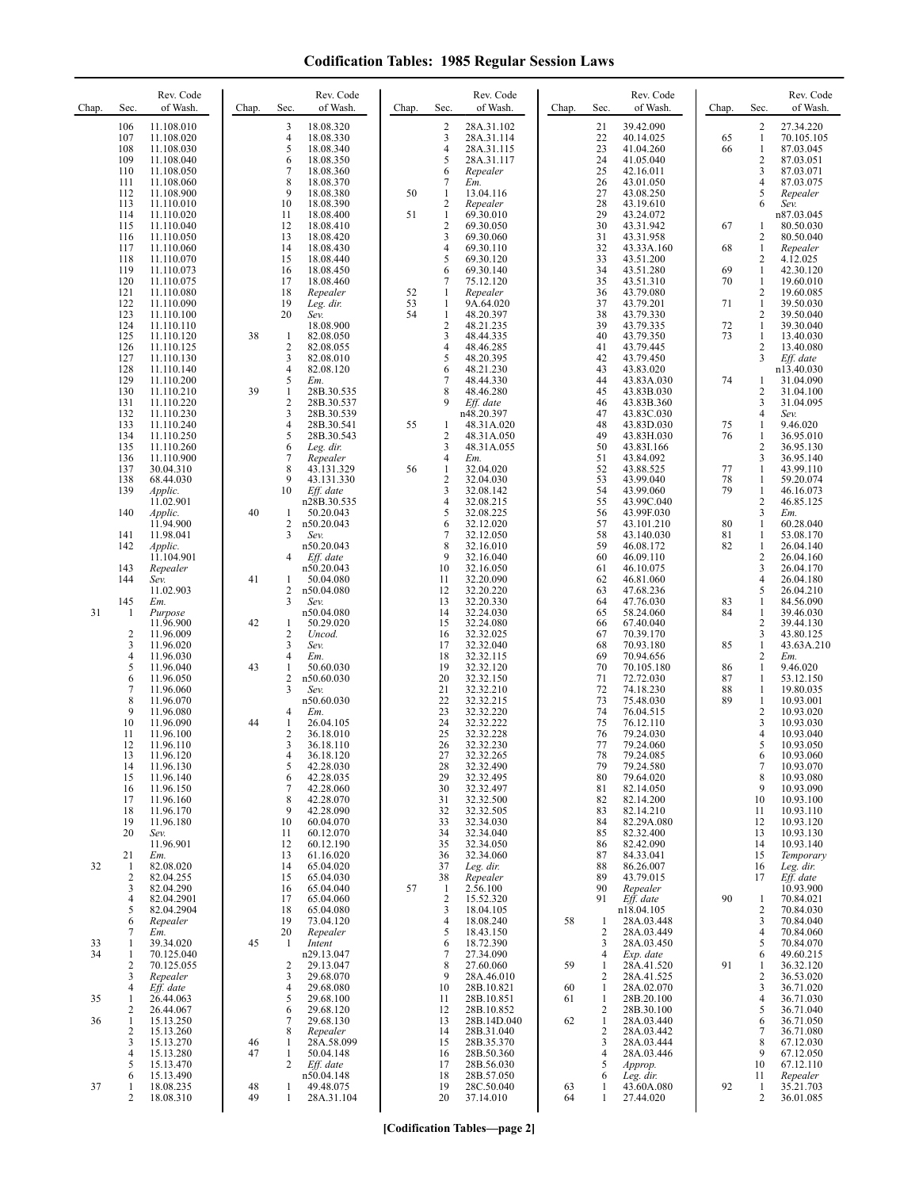# Codification Tables: 1985 Regular Session Laws

| Chap. | Sec. | Rev. Code of Wash. |
|---|---|---|
| | 106 | 11.108.010 |
| | 107 | 11.108.020 |
| | 108 | 11.108.030 |
| | 109 | 11.108.040 |
| | 110 | 11.108.050 |
| | 111 | 11.108.060 |
| | 112 | 11.108.900 |
| | 113 | 11.110.010 |
| | 114 | 11.110.020 |
| | 115 | 11.110.040 |
| | 116 | 11.110.050 |
| | 117 | 11.110.060 |
| | 118 | 11.110.070 |
| | 119 | 11.110.073 |
| | 120 | 11.110.075 |
| | 121 | 11.110.080 |
| | 122 | 11.110.090 |
| | 123 | 11.110.100 |
| | 124 | 11.110.110 |
| | 125 | 11.110.120 |
| | 126 | 11.110.125 |
| | 127 | 11.110.130 |
| | 128 | 11.110.140 |
| | 129 | 11.110.200 |
| | 130 | 11.110.210 |
| | 131 | 11.110.220 |
| | 132 | 11.110.230 |
| | 133 | 11.110.240 |
| | 134 | 11.110.250 |
| | 135 | 11.110.260 |
| | 136 | 11.110.900 |
| | 137 | 30.04.310 |
| | 138 | 68.44.030 |
| | 139 | *Applic.* 11.02.901 |
| | 140 | *Applic.* 11.94.900 |
| | 141 | 11.98.041 |
| | 142 | *Applic.* 11.104.901 |
| | 143 | *Repealer* |
| | 144 | *Sev.* 11.02.903 |
| | 145 | *Em.* |
| 31 | 1 | *Purpose* 11.96.900 |
| | 2 | 11.96.009 |
| | 3 | 11.96.020 |
| | 4 | 11.96.030 |
| | 5 | 11.96.040 |
| | 6 | 11.96.050 |
| | 7 | 11.96.060 |
| | 8 | 11.96.070 |
| | 9 | 11.96.080 |
| | 10 | 11.96.090 |
| | 11 | 11.96.100 |
| | 12 | 11.96.110 |
| | 13 | 11.96.120 |
| | 14 | 11.96.130 |
| | 15 | 11.96.140 |
| | 16 | 11.96.150 |
| | 17 | 11.96.160 |
| | 18 | 11.96.170 |
| | 19 | 11.96.180 |
| | 20 | *Sev.* 11.96.901 |
| | 21 | *Em.* |
| 32 | 1 | 82.08.020 |
| | 2 | 82.04.255 |
| | 3 | 82.04.290 |
| | 4 | 82.04.2901 |
| | 5 | 82.04.2904 |
| | 6 | *Repealer* |
| | 7 | *Em.* |
| 33 | 1 | 39.34.020 |
| 34 | 1 | 70.125.040 |
| | 2 | 70.125.055 |
| | 3 | *Repealer* |
| | 4 | *Eff. date* |
| 35 | 1 | 26.44.063 |
| | 2 | 26.44.067 |
| 36 | 1 | 15.13.250 |
| | 2 | 15.13.260 |
| | 3 | 15.13.270 |
| | 4 | 15.13.280 |
| | 5 | 15.13.470 |
| | 6 | 15.13.490 |
| 37 | 1 | 18.08.235 |
| | 2 | 18.08.310 |
| | 3 | 18.08.320 |
| | 4 | 18.08.330 |
| | 5 | 18.08.340 |
| | 6 | 18.08.350 |
| | 7 | 18.08.360 |
| | 8 | 18.08.370 |
| | 9 | 18.08.380 |
| | 10 | 18.08.390 |
| | 11 | 18.08.400 |
| | 12 | 18.08.410 |
| | 13 | 18.08.420 |
| | 14 | 18.08.430 |
| | 15 | 18.08.440 |
| | 16 | 18.08.450 |
| | 17 | 18.08.460 |
| | 18 | *Repealer* |
| | 19 | *Leg. dir.* |
| | 20 | *Sev.* 18.08.900 |
| 38 | 1 | 82.08.050 |
| | 2 | 82.08.055 |
| | 3 | 82.08.010 |
| | 4 | 82.08.120 |
| | 5 | *Em.* |
| 39 | 1 | 28B.30.535 |
| | 2 | 28B.30.537 |
| | 3 | 28B.30.539 |
| | 4 | 28B.30.541 |
| | 5 | 28B.30.543 |
| | 6 | *Leg. dir.* |
| | 7 | *Repealer* |
| | 8 | 43.131.329 |
| | 9 | 43.131.330 |
| | 10 | *Eff. date* n28B.30.535 |
| 40 | 1 | 50.20.043 |
| | 2 | n50.20.043 |
| | 3 | *Sev.* n50.20.043 |
| | 4 | *Eff. date* n50.20.043 |
| 41 | 1 | 50.04.080 |
| | 2 | n50.04.080 |
| | 3 | *Sev.* n50.04.080 |
| 42 | 1 | 50.29.020 |
| | 2 | *Uncod.* |
| | 3 | *Sev.* |
| | 4 | *Em.* |
| 43 | 1 | 50.60.030 |
| | 2 | n50.60.030 |
| | 3 | *Sev.* n50.60.030 |
| | 4 | *Em.* |
| 44 | 1 | 26.04.105 |
| | 2 | 36.18.010 |
| | 3 | 36.18.110 |
| | 4 | 36.18.120 |
| | 5 | 42.28.030 |
| | 6 | 42.28.035 |
| | 7 | 42.28.060 |
| | 8 | 42.28.070 |
| | 9 | 42.28.090 |
| | 10 | 60.04.070 |
| | 11 | 60.12.070 |
| | 12 | 60.12.190 |
| | 13 | 61.16.020 |
| | 14 | 65.04.020 |
| | 15 | 65.04.030 |
| | 16 | 65.04.040 |
| | 17 | 65.04.060 |
| | 18 | 65.04.080 |
| | 19 | 73.04.120 |
| | 20 | *Repealer* |
| 45 | 1 | *Intent* n29.13.047 |
| | 2 | 29.13.047 |
| | 3 | 29.68.070 |
| | 4 | 29.68.080 |
| | 5 | 29.68.100 |
| | 6 | 29.68.120 |
| | 7 | 29.68.130 |
| | 8 | *Repealer* |
| 46 | 1 | 28A.58.099 |
| 47 | 1 | 50.04.148 |
| | 2 | *Eff. date* n50.04.148 |
| 48 | 1 | 49.48.075 |
| 49 | 1 | 28A.31.104 |
| | 2 | 28A.31.102 |
| | 3 | 28A.31.114 |
| | 4 | 28A.31.115 |
| | 5 | 28A.31.117 |
| | 6 | *Repealer* |
| | 7 | *Em.* |
| 50 | 1 | 13.04.116 |
| | 2 | *Repealer* |
| 51 | 1 | 69.30.010 |
| | 2 | 69.30.050 |
| | 3 | 69.30.060 |
| | 4 | 69.30.110 |
| | 5 | 69.30.120 |
| | 6 | 69.30.140 |
| | 7 | 75.12.120 |
| 52 | 1 | *Repealer* |
| 53 | 1 | 9A.64.020 |
| 54 | 1 | 48.20.397 |
| | 2 | 48.21.235 |
| | 3 | 48.44.335 |
| | 4 | 48.46.285 |
| | 5 | 48.20.395 |
| | 6 | 48.21.230 |
| | 7 | 48.44.330 |
| | 8 | 48.46.280 |
| | 9 | *Eff. date* n48.20.397 |
| 55 | 1 | 48.31A.020 |
| | 2 | 48.31A.050 |
| | 3 | 48.31A.055 |
| | 4 | *Em.* |
| 56 | 1 | 32.04.020 |
| | 2 | 32.04.030 |
| | 3 | 32.08.142 |
| | 4 | 32.08.215 |
| | 5 | 32.08.225 |
| | 6 | 32.12.020 |
| | 7 | 32.12.050 |
| | 8 | 32.16.010 |
| | 9 | 32.16.040 |
| | 10 | 32.16.050 |
| | 11 | 32.20.090 |
| | 12 | 32.20.220 |
| | 13 | 32.20.330 |
| | 14 | 32.24.030 |
| | 15 | 32.24.080 |
| | 16 | 32.32.025 |
| | 17 | 32.32.040 |
| | 18 | 32.32.115 |
| | 19 | 32.32.120 |
| | 20 | 32.32.150 |
| | 21 | 32.32.210 |
| | 22 | 32.32.215 |
| | 23 | 32.32.220 |
| | 24 | 32.32.222 |
| | 25 | 32.32.228 |
| | 26 | 32.32.230 |
| | 27 | 32.32.265 |
| | 28 | 32.32.490 |
| | 29 | 32.32.495 |
| | 30 | 32.32.497 |
| | 31 | 32.32.500 |
| | 32 | 32.32.505 |
| | 33 | 32.34.030 |
| | 34 | 32.34.040 |
| | 35 | 32.34.050 |
| | 36 | 32.34.060 |
| | 37 | *Leg. dir.* |
| | 38 | *Repealer* |
| 57 | 1 | 2.56.100 |
| | 2 | 15.52.320 |
| | 3 | 18.04.105 |
| | 4 | 18.08.240 |
| | 5 | 18.43.150 |
| | 6 | 18.72.390 |
| | 7 | 27.34.090 |
| | 8 | 27.60.060 |
| | 9 | 28A.46.010 |
| | 10 | 28B.10.821 |
| | 11 | 28B.10.851 |
| | 12 | 28B.10.852 |
| | 13 | 28B.14D.040 |
| | 14 | 28B.31.040 |
| | 15 | 28B.35.370 |
| | 16 | 28B.50.360 |
| | 17 | 28B.56.030 |
| | 18 | 28B.57.050 |
| | 19 | 28C.50.040 |
| | 20 | 37.14.010 |
| | 21 | 39.42.090 |
| | 22 | 40.14.025 |
| | 23 | 41.04.260 |
| | 24 | 41.05.040 |
| | 25 | 42.16.011 |
| | 26 | 43.01.050 |
| | 27 | 43.08.250 |
| | 28 | 43.19.610 |
| | 29 | 43.24.072 |
| | 30 | 43.31.942 |
| | 31 | 43.31.958 |
| | 32 | 43.33A.160 |
| | 33 | 43.51.200 |
| | 34 | 43.51.280 |
| | 35 | 43.51.310 |
| | 36 | 43.79.080 |
| | 37 | 43.79.201 |
| | 38 | 43.79.330 |
| | 39 | 43.79.335 |
| | 40 | 43.79.350 |
| | 41 | 43.79.445 |
| | 42 | 43.79.450 |
| | 43 | 43.83.020 |
| | 44 | 43.83A.030 |
| | 45 | 43.83B.030 |
| | 46 | 43.83B.360 |
| | 47 | 43.83C.030 |
| | 48 | 43.83D.030 |
| | 49 | 43.83H.030 |
| | 50 | 43.83I.166 |
| | 51 | 43.84.092 |
| | 52 | 43.88.525 |
| | 53 | 43.99.040 |
| | 54 | 43.99.060 |
| | 55 | 43.99C.040 |
| | 56 | 43.99F.030 |
| | 57 | 43.101.210 |
| | 58 | 43.140.030 |
| | 59 | 46.08.172 |
| | 60 | 46.09.110 |
| | 61 | 46.10.075 |
| | 62 | 46.81.060 |
| | 63 | 47.68.236 |
| | 64 | 47.76.030 |
| | 65 | 58.24.060 |
| | 66 | 67.40.040 |
| | 67 | 70.39.170 |
| | 68 | 70.93.180 |
| | 69 | 70.94.656 |
| | 70 | 70.105.180 |
| | 71 | 72.72.030 |
| | 72 | 74.18.230 |
| | 73 | 75.48.030 |
| | 74 | 76.04.515 |
| | 75 | 76.12.110 |
| | 76 | 79.24.030 |
| | 77 | 79.24.060 |
| | 78 | 79.24.085 |
| | 79 | 79.24.580 |
| | 80 | 79.64.020 |
| | 81 | 82.14.050 |
| | 82 | 82.14.200 |
| | 83 | 82.14.210 |
| | 84 | 82.29A.080 |
| | 85 | 82.32.400 |
| | 86 | 82.42.090 |
| | 87 | 84.33.041 |
| | 88 | 86.26.007 |
| | 89 | 43.79.015 |
| | 90 | *Repealer* |
| | 91 | *Eff. date* n18.04.105 |
| 58 | 1 | 28A.03.448 |
| | 2 | 28A.03.449 |
| | 3 | 28A.03.450 |
| | 4 | *Exp. date* |
| 59 | 1 | 28A.41.520 |
| | 2 | 28A.41.525 |
| 60 | 1 | 28A.02.070 |
| 61 | 1 | 28B.20.100 |
| | 2 | 28B.30.100 |
| 62 | 1 | 28A.03.440 |
| | 2 | 28A.03.442 |
| | 3 | 28A.03.444 |
| | 4 | 28A.03.446 |
| | 5 | *Approp.* |
| | 6 | *Leg. dir.* |
| 63 | 1 | 43.60A.080 |
| 64 | 1 | 27.44.020 |
| | 2 | 27.34.220 |
| 65 | 1 | 70.105.105 |
| 66 | 1 | 87.03.045 |
| | 2 | 87.03.051 |
| | 3 | 87.03.071 |
| | 4 | 87.03.075 |
| | 5 | *Repealer* |
| | 6 | *Sev.* n87.03.045 |
| 67 | 1 | 80.50.030 |
| | 2 | 80.50.040 |
| 68 | 1 | *Repealer* |
| | 2 | 4.12.025 |
| 69 | 1 | 42.30.120 |
| 70 | 1 | 19.60.010 |
| | 2 | 19.60.085 |
| 71 | 1 | 39.50.030 |
| | 2 | 39.50.040 |
| 72 | 1 | 39.30.040 |
| 73 | 1 | 13.40.030 |
| | 2 | 13.40.080 |
| | 3 | *Eff. date* n13.40.030 |
| 74 | 1 | 31.04.090 |
| | 2 | 31.04.100 |
| | 3 | 31.04.095 |
| | 4 | *Sev.* |
| 75 | 1 | 9.46.020 |
| 76 | 1 | 36.95.010 |
| | 2 | 36.95.130 |
| | 3 | 36.95.140 |
| 77 | 1 | 43.99.110 |
| 78 | 1 | 59.20.074 |
| 79 | 1 | 46.16.073 |
| | 2 | 46.85.125 |
| | 3 | *Em.* |
| 80 | 1 | 60.28.040 |
| 81 | 1 | 53.08.170 |
| 82 | 1 | 26.04.140 |
| | 2 | 26.04.160 |
| | 3 | 26.04.170 |
| | 4 | 26.04.180 |
| | 5 | 26.04.210 |
| 83 | 1 | 84.56.090 |
| 84 | 1 | 39.46.030 |
| | 2 | 39.44.130 |
| | 3 | 43.80.125 |
| 85 | 1 | 43.63A.210 |
| | 2 | *Em.* |
| 86 | 1 | 9.46.020 |
| 87 | 1 | 53.12.150 |
| 88 | 1 | 19.80.035 |
| 89 | 1 | 10.93.001 |
| | 2 | 10.93.020 |
| | 3 | 10.93.030 |
| | 4 | 10.93.040 |
| | 5 | 10.93.050 |
| | 6 | 10.93.060 |
| | 7 | 10.93.070 |
| | 8 | 10.93.080 |
| | 9 | 10.93.090 |
| | 10 | 10.93.100 |
| | 11 | 10.93.110 |
| | 12 | 10.93.120 |
| | 13 | 10.93.130 |
| | 14 | 10.93.140 |
| | 15 | *Temporary* |
| | 16 | *Leg. dir.* |
| | 17 | *Eff. date* 10.93.900 |
| 90 | 1 | 70.84.021 |
| | 2 | 70.84.030 |
| | 3 | 70.84.040 |
| | 4 | 70.84.060 |
| | 5 | 70.84.070 |
| | 6 | 49.60.215 |
| 91 | 1 | 36.32.120 |
| | 2 | 36.53.020 |
| | 3 | 36.71.020 |
| | 4 | 36.71.030 |
| | 5 | 36.71.040 |
| | 6 | 36.71.050 |
| | 7 | 36.71.080 |
| | 8 | 67.12.030 |
| | 9 | 67.12.050 |
| | 10 | 67.12.110 |
| | 11 | *Repealer* |
| 92 | 1 | 35.21.703 |
| | 2 | 36.01.085 |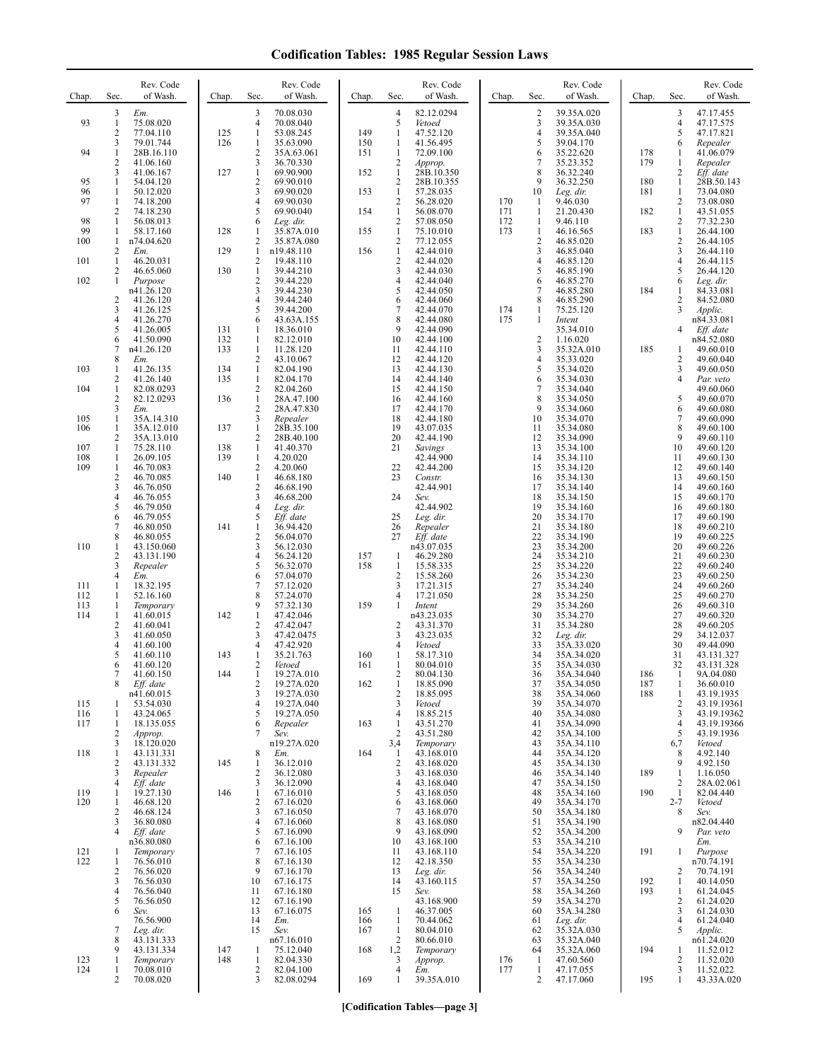# Codification Tables: 1985 Regular Session Laws

| Chap. | Sec. | Rev. Code of Wash. |
|---|---|---|
| | 3 | *Em.* |
| 93 | 1 | 75.08.020 |
| | 2 | 77.04.110 |
| | 3 | 79.01.744 |
| 94 | 1 | 28B.16.110 |
| | 2 | 41.06.160 |
| | 3 | 41.06.167 |
| 95 | 1 | 54.04.120 |
| 96 | 1 | 50.12.020 |
| 97 | 1 | 74.18.200 |
| | 2 | 74.18.230 |
| 98 | 1 | 56.08.013 |
| 99 | 1 | 58.17.160 |
| 100 | 1 | n74.04.620 |
| | 2 | *Em.* |
| 101 | 1 | 46.20.031 |
| | 2 | 46.65.060 |
| 102 | 1 | *Purpose* n41.26.120 |
| | 2 | 41.26.120 |
| | 3 | 41.26.125 |
| | 4 | 41.26.270 |
| | 5 | 41.26.005 |
| | 6 | 41.50.090 |
| | 7 | n41.26.120 |
| | 8 | *Em.* |
| 103 | 1 | 41.26.135 |
| | 2 | 41.26.140 |
| 104 | 1 | 82.08.0293 |
| | 2 | 82.12.0293 |
| | 3 | *Em.* |
| 105 | 1 | 35A.14.310 |
| 106 | 1 | 35A.12.010 |
| | 2 | 35A.13.010 |
| 107 | 1 | 75.28.110 |
| 108 | 1 | 26.09.105 |
| 109 | 1 | 46.70.083 |
| | 2 | 46.70.085 |
| | 3 | 46.76.050 |
| | 4 | 46.76.055 |
| | 5 | 46.79.050 |
| | 6 | 46.79.055 |
| | 7 | 46.80.050 |
| | 8 | 46.80.055 |
| 110 | 1 | 43.150.060 |
| | 2 | 43.131.190 |
| | 3 | *Repealer* |
| | 4 | *Em.* |
| 111 | 1 | 18.32.195 |
| 112 | 1 | 52.16.160 |
| 113 | 1 | *Temporary* |
| 114 | 1 | 41.60.015 |
| | 2 | 41.60.041 |
| | 3 | 41.60.050 |
| | 4 | 41.60.100 |
| | 5 | 41.60.110 |
| | 6 | 41.60.120 |
| | 7 | 41.60.150 |
| | 8 | *Eff. date* n41.60.015 |
| 115 | 1 | 53.54.030 |
| 116 | 1 | 43.24.065 |
| 117 | 1 | 18.135.055 |
| | 2 | *Approp.* |
| | 3 | 18.120.020 |
| 118 | 1 | 43.131.331 |
| | 2 | 43.131.332 |
| | 3 | *Repealer* |
| | 4 | *Eff. date* |
| 119 | 1 | 19.27.130 |
| 120 | 1 | 46.68.120 |
| | 2 | 46.68.124 |
| | 3 | 36.80.080 |
| | 4 | *Eff. date* n36.80.080 |
| 121 | 1 | *Temporary* |
| 122 | 1 | 76.56.010 |
| | 2 | 76.56.020 |
| | 3 | 76.56.030 |
| | 4 | 76.56.040 |
| | 5 | 76.56.050 |
| | 6 | *Sev.* 76.56.900 |
| | 7 | *Leg. dir.* |
| | 8 | 43.131.333 |
| | 9 | 43.131.334 |
| 123 | 1 | *Temporary* |
| 124 | 1 | 70.08.010 |
| | 2 | 70.08.020 |
| | 3 | 70.08.030 |
| | 4 | 70.08.040 |
| 125 | 1 | 53.08.245 |
| 126 | 1 | 35.63.090 |
| | 2 | 35A.63.061 |
| | 3 | 36.70.330 |
| 127 | 1 | 69.90.900 |
| | 2 | 69.90.010 |
| | 3 | 69.90.020 |
| | 4 | 69.90.030 |
| | 5 | 69.90.040 |
| | 6 | *Leg. dir.* |
| 128 | 1 | 35.87A.010 |
| | 2 | 35.87A.080 |
| 129 | 1 | n19.48.110 |
| | 2 | 19.48.110 |
| 130 | 1 | 39.44.210 |
| | 2 | 39.44.220 |
| | 3 | 39.44.230 |
| | 4 | 39.44.240 |
| | 5 | 39.44.200 |
| | 6 | 43.63A.155 |
| 131 | 1 | 18.36.010 |
| 132 | 1 | 82.12.010 |
| 133 | 1 | 11.28.120 |
| | 2 | 43.10.067 |
| 134 | 1 | 82.04.190 |
| 135 | 1 | 82.04.170 |
| | 2 | 82.04.260 |
| 136 | 1 | 28A.47.100 |
| | 2 | 28A.47.830 |
| | 3 | *Repealer* |
| 137 | 1 | 28B.35.100 |
| | 2 | 28B.40.100 |
| 138 | 1 | 41.40.370 |
| 139 | 1 | 4.20.020 |
| | 2 | 4.20.060 |
| 140 | 1 | 46.68.180 |
| | 2 | 46.68.190 |
| | 3 | 46.68.200 |
| | 4 | *Leg. dir.* |
| | 5 | *Eff. date* |
| 141 | 1 | 36.94.420 |
| | 2 | 56.04.070 |
| | 3 | 56.12.030 |
| | 4 | 56.24.120 |
| | 5 | 56.32.070 |
| | 6 | 57.04.070 |
| | 7 | 57.12.020 |
| | 8 | 57.24.070 |
| | 9 | 57.32.130 |
| 142 | 1 | 47.42.046 |
| | 2 | 47.42.047 |
| | 3 | 47.42.0475 |
| | 4 | 47.42.920 |
| 143 | 1 | 35.21.763 |
| | 2 | *Vetoed* |
| 144 | 1 | 19.27A.010 |
| | 2 | 19.27A.020 |
| | 3 | 19.27A.030 |
| | 4 | 19.27A.040 |
| | 5 | 19.27A.050 |
| | 6 | *Repealer* |
| | 7 | *Sev.* n19.27A.020 |
| | 8 | *Em.* |
| 145 | 1 | 36.12.010 |
| | 2 | 36.12.080 |
| | 3 | 36.12.090 |
| 146 | 1 | 67.16.010 |
| | 2 | 67.16.020 |
| | 3 | 67.16.050 |
| | 4 | 67.16.060 |
| | 5 | 67.16.090 |
| | 6 | 67.16.100 |
| | 7 | 67.16.105 |
| | 8 | 67.16.130 |
| | 9 | 67.16.170 |
| | 10 | 67.16.175 |
| | 11 | 67.16.180 |
| | 12 | 67.16.190 |
| | 13 | 67.16.075 |
| | 14 | *Em.* |
| | 15 | *Sev.* n67.16.010 |
| 147 | 1 | 75.12.040 |
| 148 | 1 | 82.04.330 |
| | 2 | 82.04.100 |
| | 3 | 82.08.0294 |
| | 4 | 82.12.0294 |
| | 5 | *Vetoed* |
| 149 | 1 | 47.52.120 |
| 150 | 1 | 41.56.495 |
| 151 | 1 | 72.09.100 |
| | 2 | *Approp.* |
| 152 | 1 | 28B.10.350 |
| | 2 | 28B.10.355 |
| 153 | 1 | 57.28.035 |
| | 2 | 56.28.020 |
| 154 | 1 | 56.08.070 |
| | 2 | 57.08.050 |
| 155 | 1 | 75.10.010 |
| | 2 | 77.12.055 |
| 156 | 1 | 42.44.010 |
| | 2 | 42.44.020 |
| | 3 | 42.44.030 |
| | 4 | 42.44.040 |
| | 5 | 42.44.050 |
| | 6 | 42.44.060 |
| | 7 | 42.44.070 |
| | 8 | 42.44.080 |
| | 9 | 42.44.090 |
| | 10 | 42.44.100 |
| | 11 | 42.44.110 |
| | 12 | 42.44.120 |
| | 13 | 42.44.130 |
| | 14 | 42.44.140 |
| | 15 | 42.44.150 |
| | 16 | 42.44.160 |
| | 17 | 42.44.170 |
| | 18 | 42.44.180 |
| | 19 | 43.07.035 |
| | 20 | 42.44.190 |
| | 21 | *Savings* 42.44.900 |
| | 22 | 42.44.200 |
| | 23 | *Constr.* 42.44.901 |
| | 24 | *Sev.* 42.44.902 |
| | 25 | *Leg. dir.* |
| | 26 | *Repealer* |
| | 27 | *Eff. date* n43.07.035 |
| 157 | 1 | 46.29.280 |
| 158 | 1 | 15.58.335 |
| | 2 | 15.58.260 |
| | 3 | 17.21.315 |
| | 4 | 17.21.050 |
| 159 | 1 | *Intent* n43.23.035 |
| | 2 | 43.31.370 |
| | 3 | 43.23.035 |
| | 4 | *Vetoed* |
| 160 | 1 | 58.17.310 |
| 161 | 1 | 80.04.010 |
| | 2 | 80.04.130 |
| 162 | 1 | 18.85.090 |
| | 2 | 18.85.095 |
| | 3 | *Vetoed* |
| | 4 | 18.85.215 |
| 163 | 1 | 43.51.270 |
| | 2 | 43.51.280 |
| | 3,4 | *Temporary* |
| 164 | 1 | 43.168.010 |
| | 2 | 43.168.020 |
| | 3 | 43.168.030 |
| | 4 | 43.168.040 |
| | 5 | 43.168.050 |
| | 6 | 43.168.060 |
| | 7 | 43.168.070 |
| | 8 | 43.168.080 |
| | 9 | 43.168.090 |
| | 10 | 43.168.100 |
| | 11 | 43.168.110 |
| | 12 | 42.18.350 |
| | 13 | *Leg. dir.* |
| | 14 | 43.160.115 |
| | 15 | *Sev.* 43.168.900 |
| 165 | 1 | 46.37.005 |
| 166 | 1 | 70.44.062 |
| 167 | 1 | 80.04.010 |
| | 2 | 80.66.010 |
| 168 | 1,2 | *Temporary* |
| | 3 | *Approp.* |
| | 4 | *Em.* |
| 169 | 1 | 39.35A.010 |
| | 2 | 39.35A.020 |
| | 3 | 39.35A.030 |
| | 4 | 39.35A.040 |
| | 5 | 39.04.170 |
| | 6 | 35.22.620 |
| | 7 | 35.23.352 |
| | 8 | 36.32.240 |
| | 9 | 36.32.250 |
| | 10 | *Leg. dir.* |
| 170 | 1 | 9.46.030 |
| 171 | 1 | 21.20.430 |
| 172 | 1 | 9.46.110 |
| 173 | 1 | 46.16.565 |
| | 2 | 46.85.020 |
| | 3 | 46.85.040 |
| | 4 | 46.85.120 |
| | 5 | 46.85.190 |
| | 6 | 46.85.270 |
| | 7 | 46.85.280 |
| | 8 | 46.85.290 |
| 174 | 1 | 75.25.120 |
| 175 | 1 | *Intent* 35.34.010 |
| | 2 | 1.16.020 |
| | 3 | 35.32A.010 |
| | 4 | 35.33.020 |
| | 5 | 35.34.020 |
| | 6 | 35.34.030 |
| | 7 | 35.34.040 |
| | 8 | 35.34.050 |
| | 9 | 35.34.060 |
| | 10 | 35.34.070 |
| | 11 | 35.34.080 |
| | 12 | 35.34.090 |
| | 13 | 35.34.100 |
| | 14 | 35.34.110 |
| | 15 | 35.34.120 |
| | 16 | 35.34.130 |
| | 17 | 35.34.140 |
| | 18 | 35.34.150 |
| | 19 | 35.34.160 |
| | 20 | 35.34.170 |
| | 21 | 35.34.180 |
| | 22 | 35.34.190 |
| | 23 | 35.34.200 |
| | 24 | 35.34.210 |
| | 25 | 35.34.220 |
| | 26 | 35.34.230 |
| | 27 | 35.34.240 |
| | 28 | 35.34.250 |
| | 29 | 35.34.260 |
| | 30 | 35.34.270 |
| | 31 | 35.34.280 |
| | 32 | *Leg. dir.* |
| | 33 | 35A.33.020 |
| | 34 | 35A.34.020 |
| | 35 | 35A.34.030 |
| | 36 | 35A.34.040 |
| | 37 | 35A.34.050 |
| | 38 | 35A.34.060 |
| | 39 | 35A.34.070 |
| | 40 | 35A.34.080 |
| | 41 | 35A.34.090 |
| | 42 | 35A.34.100 |
| | 43 | 35A.34.110 |
| | 44 | 35A.34.120 |
| | 45 | 35A.34.130 |
| | 46 | 35A.34.140 |
| | 47 | 35A.34.150 |
| | 48 | 35A.34.160 |
| | 49 | 35A.34.170 |
| | 50 | 35A.34.180 |
| | 51 | 35A.34.190 |
| | 52 | 35A.34.200 |
| | 53 | 35A.34.210 |
| | 54 | 35A.34.220 |
| | 55 | 35A.34.230 |
| | 56 | 35A.34.240 |
| | 57 | 35A.34.250 |
| | 58 | 35A.34.260 |
| | 59 | 35A.34.270 |
| | 60 | 35A.34.280 |
| | 61 | *Leg. dir.* |
| | 62 | 35.32A.030 |
| | 63 | 35.32A.040 |
| | 64 | 35.32A.060 |
| 176 | 1 | 47.60.560 |
| 177 | 1 | 47.17.055 |
| | 2 | 47.17.060 |
| | 3 | 47.17.455 |
| | 4 | 47.17.575 |
| | 5 | 47.17.821 |
| | 6 | *Repealer* |
| 178 | 1 | 41.06.079 |
| 179 | 1 | *Repealer* |
| | 2 | *Eff. date* |
| 180 | 1 | 28B.50.143 |
| 181 | 1 | 73.04.080 |
| | 2 | 73.08.080 |
| 182 | 1 | 43.51.055 |
| | 2 | 77.32.230 |
| 183 | 1 | 26.44.100 |
| | 2 | 26.44.105 |
| | 3 | 26.44.110 |
| | 4 | 26.44.115 |
| | 5 | 26.44.120 |
| | 6 | *Leg. dir.* |
| 184 | 1 | 84.33.081 |
| | 2 | 84.52.080 |
| | 3 | *Applic.* n84.33.081 |
| | 4 | *Eff. date* n84.52.080 |
| 185 | 1 | 49.60.010 |
| | 2 | 49.60.040 |
| | 3 | 49.60.050 |
| | 4 | *Par. veto* 49.60.060 |
| | 5 | 49.60.070 |
| | 6 | 49.60.080 |
| | 7 | 49.60.090 |
| | 8 | 49.60.100 |
| | 9 | 49.60.110 |
| | 10 | 49.60.120 |
| | 11 | 49.60.130 |
| | 12 | 49.60.140 |
| | 13 | 49.60.150 |
| | 14 | 49.60.160 |
| | 15 | 49.60.170 |
| | 16 | 49.60.180 |
| | 17 | 49.60.190 |
| | 18 | 49.60.210 |
| | 19 | 49.60.225 |
| | 20 | 49.60.226 |
| | 21 | 49.60.230 |
| | 22 | 49.60.240 |
| | 23 | 49.60.250 |
| | 24 | 49.60.260 |
| | 25 | 49.60.270 |
| | 26 | 49.60.310 |
| | 27 | 49.60.320 |
| | 28 | 49.60.205 |
| | 29 | 34.12.037 |
| | 30 | 49.44.090 |
| | 31 | 43.131.327 |
| | 32 | 43.131.328 |
| 186 | 1 | 9A.04.080 |
| 187 | 1 | 36.60.010 |
| 188 | 1 | 43.19.1935 |
| | 2 | 43.19.19361 |
| | 3 | 43.19.19362 |
| | 4 | 43.19.19366 |
| | 5 | 43.19.1936 |
| | 6,7 | *Vetoed* |
| | 8 | 4.92.140 |
| | 9 | 4.92.150 |
| 189 | 1 | 1.16.050 |
| | 2 | 28A.02.061 |
| 190 | 1 | 82.04.440 |
| | 2-7 | *Vetoed* |
| | 8 | *Sev.* n82.04.440 |
| | 9 | *Par. veto* *Em.* |
| 191 | 1 | *Purpose* n70.74.191 |
| | 2 | 70.74.191 |
| 192 | 1 | 40.14.050 |
| 193 | 1 | 61.24.045 |
| | 2 | 61.24.020 |
| | 3 | 61.24.030 |
| | 4 | 61.24.040 |
| | 5 | *Applic.* n61.24.020 |
| 194 | 1 | 11.52.012 |
| | 2 | 11.52.020 |
| | 3 | 11.52.022 |
| 195 | 1 | 43.33A.020 |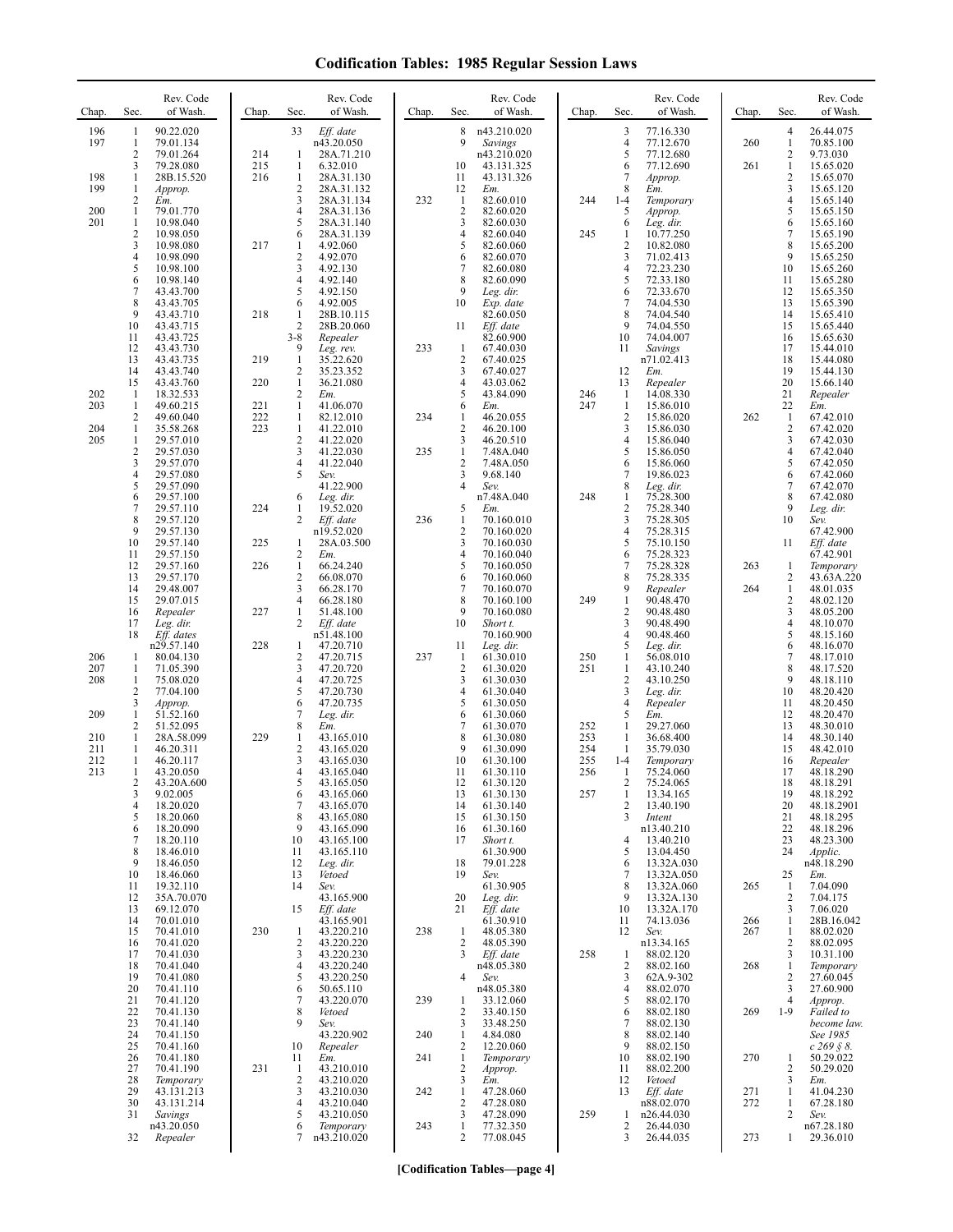# Codification Tables: 1985 Regular Session Laws

| Chap. | Sec. | Rev. Code of Wash. |
|---|---|---|
| 196 | 1 | 90.22.020 |
| 197 | 1 | 79.01.134 |
| | 2 | 79.01.264 |
| | 3 | 79.28.080 |
| 198 | 1 | 28B.15.520 |
| 199 | 1 | *Approp.* |
| | 2 | *Em.* |
| 200 | 1 | 79.01.770 |
| 201 | 1 | 10.98.040 |
| | 2 | 10.98.050 |
| | 3 | 10.98.080 |
| | 4 | 10.98.090 |
| | 5 | 10.98.100 |
| | 6 | 10.98.140 |
| | 7 | 43.43.700 |
| | 8 | 43.43.705 |
| | 9 | 43.43.710 |
| | 10 | 43.43.715 |
| | 11 | 43.43.725 |
| | 12 | 43.43.730 |
| | 13 | 43.43.735 |
| | 14 | 43.43.740 |
| | 15 | 43.43.760 |
| 202 | 1 | 18.32.533 |
| 203 | 1 | 49.60.215 |
| | 2 | 49.60.040 |
| 204 | 1 | 35.58.268 |
| 205 | 1 | 29.57.010 |
| | 2 | 29.57.030 |
| | 3 | 29.57.070 |
| | 4 | 29.57.080 |
| | 5 | 29.57.090 |
| | 6 | 29.57.100 |
| | 7 | 29.57.110 |
| | 8 | 29.57.120 |
| | 9 | 29.57.130 |
| | 10 | 29.57.140 |
| | 11 | 29.57.150 |
| | 12 | 29.57.160 |
| | 13 | 29.57.170 |
| | 14 | 29.48.007 |
| | 15 | 29.07.015 |
| | 16 | *Repealer* |
| | 17 | *Leg. dir.* |
| | 18 | *Eff. dates* n29.57.140 |
| 206 | 1 | 80.04.130 |
| 207 | 1 | 71.05.390 |
| 208 | 1 | 75.08.020 |
| | 2 | 77.04.100 |
| | 3 | *Approp.* |
| 209 | 1 | 51.52.160 |
| | 2 | 51.52.095 |
| 210 | 1 | 28A.58.099 |
| 211 | 1 | 46.20.311 |
| 212 | 1 | 46.20.117 |
| 213 | 1 | 43.20.050 |
| | 2 | 43.20A.600 |
| | 3 | 9.02.005 |
| | 4 | 18.20.020 |
| | 5 | 18.20.060 |
| | 6 | 18.20.090 |
| | 7 | 18.20.110 |
| | 8 | 18.46.010 |
| | 9 | 18.46.050 |
| | 10 | 18.46.060 |
| | 11 | 19.32.110 |
| | 12 | 35A.70.070 |
| | 13 | 69.12.070 |
| | 14 | 70.01.010 |
| | 15 | 70.41.010 |
| | 16 | 70.41.020 |
| | 17 | 70.41.030 |
| | 18 | 70.41.040 |
| | 19 | 70.41.080 |
| | 20 | 70.41.110 |
| | 21 | 70.41.120 |
| | 22 | 70.41.130 |
| | 23 | 70.41.140 |
| | 24 | 70.41.150 |
| | 25 | 70.41.160 |
| | 26 | 70.41.180 |
| | 27 | 70.41.190 |
| | 28 | *Temporary* |
| | 29 | 43.131.213 |
| | 30 | 43.131.214 |
| | 31 | *Savings* n43.20.050 |
| | 32 | *Repealer* |
| | 33 | *Eff. date* n43.20.050 |
| 214 | 1 | 28A.71.210 |
| 215 | 1 | 6.32.010 |
| 216 | 1 | 28A.31.130 |
| | 2 | 28A.31.132 |
| | 3 | 28A.31.134 |
| | 4 | 28A.31.136 |
| | 5 | 28A.31.140 |
| | 6 | 28A.31.139 |
| 217 | 1 | 4.92.060 |
| | 2 | 4.92.070 |
| | 3 | 4.92.130 |
| | 4 | 4.92.140 |
| | 5 | 4.92.150 |
| | 6 | 4.92.005 |
| 218 | 1 | 28B.10.115 |
| | 2 | 28B.20.060 |
| | 3-8 | *Repealer* |
| | 9 | *Leg. rev.* |
| 219 | 1 | 35.22.620 |
| | 2 | 35.23.352 |
| 220 | 1 | 36.21.080 |
| | 2 | *Em.* |
| 221 | 1 | 41.06.070 |
| 222 | 1 | 82.12.010 |
| 223 | 1 | 41.22.010 |
| | 2 | 41.22.020 |
| | 3 | 41.22.030 |
| | 4 | 41.22.040 |
| | 5 | *Sev.* 41.22.900 |
| | 6 | *Leg. dir.* |
| 224 | 1 | 19.52.020 |
| | 2 | *Eff. date* n19.52.020 |
| 225 | 1 | 28A.03.500 |
| | 2 | *Em.* |
| 226 | 1 | 66.24.240 |
| | 2 | 66.08.070 |
| | 3 | 66.28.170 |
| | 4 | 66.28.180 |
| 227 | 1 | 51.48.100 |
| | 2 | *Eff. date* n51.48.100 |
| 228 | 1 | 47.20.710 |
| | 2 | 47.20.715 |
| | 3 | 47.20.720 |
| | 4 | 47.20.725 |
| | 5 | 47.20.730 |
| | 6 | 47.20.735 |
| | 7 | *Leg. dir.* |
| | 8 | *Em.* |
| 229 | 1 | 43.165.010 |
| | 2 | 43.165.020 |
| | 3 | 43.165.030 |
| | 4 | 43.165.040 |
| | 5 | 43.165.050 |
| | 6 | 43.165.060 |
| | 7 | 43.165.070 |
| | 8 | 43.165.080 |
| | 9 | 43.165.090 |
| | 10 | 43.165.100 |
| | 11 | 43.165.110 |
| | 12 | *Leg. dir.* |
| | 13 | *Vetoed* |
| | 14 | *Sev.* 43.165.900 |
| | 15 | *Eff. date* 43.165.901 |
| 230 | 1 | 43.220.210 |
| | 2 | 43.220.220 |
| | 3 | 43.220.230 |
| | 4 | 43.220.240 |
| | 5 | 43.220.250 |
| | 6 | 50.65.110 |
| | 7 | 43.220.070 |
| | 8 | *Vetoed* |
| | 9 | *Sev.* 43.220.902 |
| | 10 | *Repealer* |
| | 11 | *Em.* |
| 231 | 1 | 43.210.010 |
| | 2 | 43.210.020 |
| | 3 | 43.210.030 |
| | 4 | 43.210.040 |
| | 5 | 43.210.050 |
| | 6 | *Temporary* |
| | 7 | n43.210.020 |
| | 8 | n43.210.020 |
| | 9 | *Savings* n43.210.020 |
| | 10 | 43.131.325 |
| | 11 | 43.131.326 |
| | 12 | *Em.* |
| 232 | 1 | 82.60.010 |
| | 2 | 82.60.020 |
| | 3 | 82.60.030 |
| | 4 | 82.60.040 |
| | 5 | 82.60.060 |
| | 6 | 82.60.070 |
| | 7 | 82.60.080 |
| | 8 | 82.60.090 |
| | 9 | *Leg. dir.* |
| | 10 | *Exp. date* 82.60.050 |
| | 11 | *Eff. date* 82.60.900 |
| 233 | 1 | 67.40.030 |
| | 2 | 67.40.025 |
| | 3 | 67.40.027 |
| | 4 | 43.03.062 |
| | 5 | 43.84.090 |
| | 6 | *Em.* |
| 234 | 1 | 46.20.055 |
| | 2 | 46.20.100 |
| | 3 | 46.20.510 |
| 235 | 1 | 7.48A.040 |
| | 2 | 7.48A.050 |
| | 3 | 9.68.140 |
| | 4 | *Sev.* n7.48A.040 |
| | 5 | *Em.* |
| 236 | 1 | 70.160.010 |
| | 2 | 70.160.020 |
| | 3 | 70.160.030 |
| | 4 | 70.160.040 |
| | 5 | 70.160.050 |
| | 6 | 70.160.060 |
| | 7 | 70.160.070 |
| | 8 | 70.160.100 |
| | 9 | 70.160.080 |
| | 10 | *Short t.* 70.160.900 |
| | 11 | *Leg. dir.* |
| 237 | 1 | 61.30.010 |
| | 2 | 61.30.020 |
| | 3 | 61.30.030 |
| | 4 | 61.30.040 |
| | 5 | 61.30.050 |
| | 6 | 61.30.060 |
| | 7 | 61.30.070 |
| | 8 | 61.30.080 |
| | 9 | 61.30.090 |
| | 10 | 61.30.100 |
| | 11 | 61.30.110 |
| | 12 | 61.30.120 |
| | 13 | 61.30.130 |
| | 14 | 61.30.140 |
| | 15 | 61.30.150 |
| | 16 | 61.30.160 |
| | 17 | *Short t.* 61.30.900 |
| | 18 | 79.01.228 |
| | 19 | *Sev.* 61.30.905 |
| | 20 | *Leg. dir.* |
| | 21 | *Eff. date* 61.30.910 |
| 238 | 1 | 48.05.380 |
| | 2 | 48.05.390 |
| | 3 | *Eff. date* n48.05.380 |
| | 4 | *Sev.* n48.05.380 |
| 239 | 1 | 33.12.060 |
| | 2 | 33.40.150 |
| | 3 | 33.48.250 |
| 240 | 1 | 4.84.080 |
| | 2 | 12.20.060 |
| 241 | 1 | *Temporary* |
| | 2 | *Approp.* |
| | 3 | *Em.* |
| 242 | 1 | 47.28.060 |
| | 2 | 47.28.080 |
| | 3 | 47.28.090 |
| 243 | 1 | 77.32.350 |
| | 2 | 77.08.045 |
| | 3 | 77.16.330 |
| | 4 | 77.12.670 |
| | 5 | 77.12.680 |
| | 6 | 77.12.690 |
| | 7 | *Approp.* |
| | 8 | *Em.* |
| 244 | 1-4 | *Temporary* |
| | 5 | *Approp.* |
| | 6 | *Leg. dir.* |
| 245 | 1 | 10.77.250 |
| | 2 | 10.82.080 |
| | 3 | 71.02.413 |
| | 4 | 72.23.230 |
| | 5 | 72.33.180 |
| | 6 | 72.33.670 |
| | 7 | 74.04.530 |
| | 8 | 74.04.540 |
| | 9 | 74.04.550 |
| | 10 | 74.04.007 |
| | 11 | *Savings* n71.02.413 |
| | 12 | *Em.* |
| | 13 | *Repealer* |
| 246 | 1 | 14.08.330 |
| 247 | 1 | 15.86.010 |
| | 2 | 15.86.020 |
| | 3 | 15.86.030 |
| | 4 | 15.86.040 |
| | 5 | 15.86.050 |
| | 6 | 15.86.060 |
| | 7 | 19.86.023 |
| | 8 | *Leg. dir.* |
| 248 | 1 | 75.28.300 |
| | 2 | 75.28.340 |
| | 3 | 75.28.305 |
| | 4 | 75.28.315 |
| | 5 | 75.10.150 |
| | 6 | 75.28.323 |
| | 7 | 75.28.328 |
| | 8 | 75.28.335 |
| | 9 | *Repealer* |
| 249 | 1 | 90.48.470 |
| | 2 | 90.48.480 |
| | 3 | 90.48.490 |
| | 4 | 90.48.460 |
| | 5 | *Leg. dir.* |
| 250 | 1 | 56.08.010 |
| 251 | 1 | 43.10.240 |
| | 2 | 43.10.250 |
| | 3 | *Leg. dir.* |
| | 4 | *Repealer* |
| | 5 | *Em.* |
| 252 | 1 | 29.27.060 |
| 253 | 1 | 36.68.400 |
| 254 | 1 | 35.79.030 |
| 255 | 1-4 | *Temporary* |
| 256 | 1 | 75.24.060 |
| | 2 | 75.24.065 |
| 257 | 1 | 13.34.165 |
| | 2 | 13.40.190 |
| | 3 | *Intent* n13.40.210 |
| | 4 | 13.40.210 |
| | 5 | 13.04.450 |
| | 6 | 13.32A.030 |
| | 7 | 13.32A.050 |
| | 8 | 13.32A.060 |
| | 9 | 13.32A.130 |
| | 10 | 13.32A.170 |
| | 11 | 74.13.036 |
| | 12 | *Sev.* n13.34.165 |
| 258 | 1 | 88.02.120 |
| | 2 | 88.02.160 |
| | 3 | 62A.9-302 |
| | 4 | 88.02.070 |
| | 5 | 88.02.170 |
| | 6 | 88.02.180 |
| | 7 | 88.02.130 |
| | 8 | 88.02.140 |
| | 9 | 88.02.150 |
| | 10 | 88.02.190 |
| | 11 | 88.02.200 |
| | 12 | *Vetoed* |
| | 13 | *Eff. date* n88.02.070 |
| 259 | 1 | n26.44.030 |
| | 2 | 26.44.030 |
| | 3 | 26.44.035 |
| | 4 | 26.44.075 |
| 260 | 1 | 70.85.100 |
| | 2 | 9.73.030 |
| 261 | 1 | 15.65.020 |
| | 2 | 15.65.070 |
| | 3 | 15.65.120 |
| | 4 | 15.65.140 |
| | 5 | 15.65.150 |
| | 6 | 15.65.160 |
| | 7 | 15.65.190 |
| | 8 | 15.65.200 |
| | 9 | 15.65.250 |
| | 10 | 15.65.260 |
| | 11 | 15.65.280 |
| | 12 | 15.65.350 |
| | 13 | 15.65.390 |
| | 14 | 15.65.410 |
| | 15 | 15.65.440 |
| | 16 | 15.65.630 |
| | 17 | 15.44.010 |
| | 18 | 15.44.080 |
| | 19 | 15.44.130 |
| | 20 | 15.66.140 |
| | 21 | *Repealer* |
| | 22 | *Em.* |
| 262 | 1 | 67.42.010 |
| | 2 | 67.42.020 |
| | 3 | 67.42.030 |
| | 4 | 67.42.040 |
| | 5 | 67.42.050 |
| | 6 | 67.42.060 |
| | 7 | 67.42.070 |
| | 8 | 67.42.080 |
| | 9 | *Leg. dir.* |
| | 10 | *Sev.* 67.42.900 |
| | 11 | *Eff. date* 67.42.901 |
| 263 | 1 | *Temporary* |
| | 2 | 43.63A.220 |
| 264 | 1 | 48.01.035 |
| | 2 | 48.02.120 |
| | 3 | 48.05.200 |
| | 4 | 48.10.070 |
| | 5 | 48.15.160 |
| | 6 | 48.16.070 |
| | 7 | 48.17.010 |
| | 8 | 48.17.520 |
| | 9 | 48.18.110 |
| | 10 | 48.20.420 |
| | 11 | 48.20.450 |
| | 12 | 48.20.470 |
| | 13 | 48.30.010 |
| | 14 | 48.30.140 |
| | 15 | 48.42.010 |
| | 16 | *Repealer* |
| | 17 | 48.18.290 |
| | 18 | 48.18.291 |
| | 19 | 48.18.292 |
| | 20 | 48.18.2901 |
| | 21 | 48.18.295 |
| | 22 | 48.18.296 |
| | 23 | 48.23.300 |
| | 24 | *Applic.* n48.18.290 |
| | 25 | *Em.* |
| 265 | 1 | 7.04.090 |
| | 2 | 7.04.175 |
| | 3 | 7.06.020 |
| 266 | 1 | 28B.16.042 |
| 267 | 1 | 88.02.020 |
| | 2 | 88.02.095 |
| | 3 | 10.31.100 |
| 268 | 1 | *Temporary* |
| | 2 | 27.60.045 |
| | 3 | 27.60.900 |
| | 4 | *Approp.* |
| 269 | 1-9 | *Failed to become law. See 1985 c 269 § 8.* |
| 270 | 1 | 50.29.022 |
| | 2 | 50.29.020 |
| | 3 | *Em.* |
| 271 | 1 | 41.04.230 |
| 272 | 1 | 67.28.180 |
| | 2 | *Sev.* n67.28.180 |
| 273 | 1 | 29.36.010 |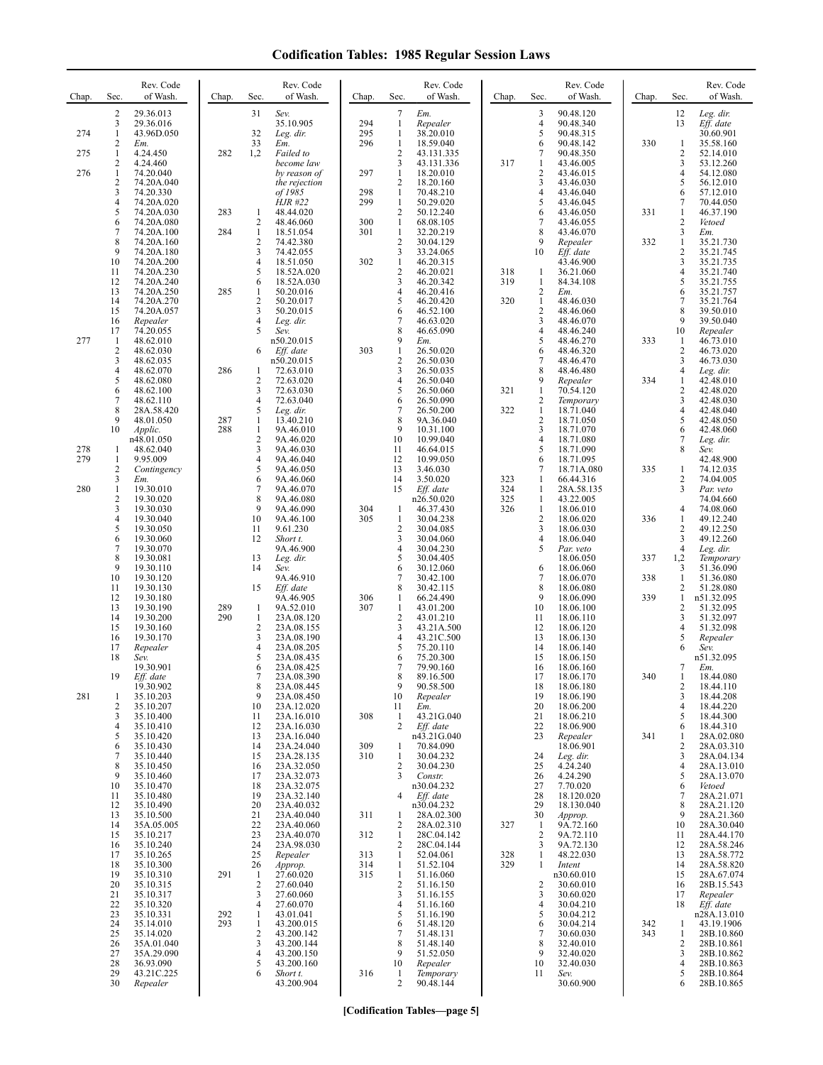# Codification Tables: 1985 Regular Session Laws

| Chap. | Sec. | Rev. Code of Wash. |
|---|---|---|
| | 2 | 29.36.013 |
| | 3 | 29.36.016 |
| 274 | 1 | 43.96D.050 |
| | 2 | *Em.* |
| 275 | 1 | 4.24.450 |
| | 2 | 4.24.460 |
| 276 | 1 | 74.20.040 |
| | 2 | 74.20A.040 |
| | 3 | 74.20.330 |
| | 4 | 74.20A.020 |
| | 5 | 74.20A.030 |
| | 6 | 74.20A.080 |
| | 7 | 74.20A.100 |
| | 8 | 74.20A.160 |
| | 9 | 74.20A.180 |
| | 10 | 74.20A.200 |
| | 11 | 74.20A.230 |
| | 12 | 74.20A.240 |
| | 13 | 74.20A.250 |
| | 14 | 74.20A.270 |
| | 15 | 74.20A.057 |
| | 16 | *Repealer* |
| | 17 | 74.20.055 |
| 277 | 1 | 48.62.010 |
| | 2 | 48.62.030 |
| | 3 | 48.62.035 |
| | 4 | 48.62.070 |
| | 5 | 48.62.080 |
| | 6 | 48.62.100 |
| | 7 | 48.62.110 |
| | 8 | 28A.58.420 |
| | 9 | 48.01.050 |
| | 10 | *Applic.* n48.01.050 |
| 278 | 1 | 48.62.040 |
| 279 | 1 | 9.95.009 |
| | 2 | *Contingency* |
| | 3 | *Em.* |
| 280 | 1 | 19.30.010 |
| | 2 | 19.30.020 |
| | 3 | 19.30.030 |
| | 4 | 19.30.040 |
| | 5 | 19.30.050 |
| | 6 | 19.30.060 |
| | 7 | 19.30.070 |
| | 8 | 19.30.081 |
| | 9 | 19.30.110 |
| | 10 | 19.30.120 |
| | 11 | 19.30.130 |
| | 12 | 19.30.180 |
| | 13 | 19.30.190 |
| | 14 | 19.30.200 |
| | 15 | 19.30.160 |
| | 16 | 19.30.170 |
| | 17 | *Repealer* |
| | 18 | *Sev.* 19.30.901 |
| | 19 | *Eff. date* 19.30.902 |
| 281 | 1 | 35.10.203 |
| | 2 | 35.10.207 |
| | 3 | 35.10.400 |
| | 4 | 35.10.410 |
| | 5 | 35.10.420 |
| | 6 | 35.10.430 |
| | 7 | 35.10.440 |
| | 8 | 35.10.450 |
| | 9 | 35.10.460 |
| | 10 | 35.10.470 |
| | 11 | 35.10.480 |
| | 12 | 35.10.490 |
| | 13 | 35.10.500 |
| | 14 | 35A.05.005 |
| | 15 | 35.10.217 |
| | 16 | 35.10.240 |
| | 17 | 35.10.265 |
| | 18 | 35.10.300 |
| | 19 | 35.10.310 |
| | 20 | 35.10.315 |
| | 21 | 35.10.317 |
| | 22 | 35.10.320 |
| | 23 | 35.10.331 |
| | 24 | 35.14.010 |
| | 25 | 35.14.020 |
| | 26 | 35A.01.040 |
| | 27 | 35A.29.090 |
| | 28 | 36.93.090 |
| | 29 | 43.21C.225 |
| | 30 | *Repealer* |
| | 31 | *Sev.* 35.10.905 |
| | 32 | *Leg. dir.* |
| | 33 | *Em.* |
| 282 | 1,2 | *Failed to become law by reason of the rejection of 1985 HJR #22* |
| 283 | 1 | 48.44.020 |
| | 2 | 48.46.060 |
| 284 | 1 | 18.51.054 |
| | 2 | 74.42.380 |
| | 3 | 74.42.055 |
| | 4 | 18.51.050 |
| | 5 | 18.52A.020 |
| | 6 | 18.52A.030 |
| 285 | 1 | 50.20.016 |
| | 2 | 50.20.017 |
| | 3 | 50.20.015 |
| | 4 | *Leg. dir.* |
| | 5 | *Sev.* n50.20.015 |
| | 6 | *Eff. date* n50.20.015 |
| 286 | 1 | 72.63.010 |
| | 2 | 72.63.020 |
| | 3 | 72.63.030 |
| | 4 | 72.63.040 |
| | 5 | *Leg. dir.* |
| 287 | 1 | 13.40.210 |
| 288 | 1 | 9A.46.010 |
| | 2 | 9A.46.020 |
| | 3 | 9A.46.030 |
| | 4 | 9A.46.040 |
| | 5 | 9A.46.050 |
| | 6 | 9A.46.060 |
| | 7 | 9A.46.070 |
| | 8 | 9A.46.080 |
| | 9 | 9A.46.090 |
| | 10 | 9A.46.100 |
| | 11 | 9.61.230 |
| | 12 | *Short t.* 9A.46.900 |
| | 13 | *Leg. dir.* |
| | 14 | *Sev.* 9A.46.910 |
| | 15 | *Eff. date* 9A.46.905 |
| 289 | 1 | 9A.52.010 |
| 290 | 1 | 23A.08.120 |
| | 2 | 23A.08.155 |
| | 3 | 23A.08.190 |
| | 4 | 23A.08.205 |
| | 5 | 23A.08.435 |
| | 6 | 23A.08.425 |
| | 7 | 23A.08.390 |
| | 8 | 23A.08.445 |
| | 9 | 23A.08.450 |
| | 10 | 23A.12.020 |
| | 11 | 23A.16.010 |
| | 12 | 23A.16.030 |
| | 13 | 23A.16.040 |
| | 14 | 23A.24.040 |
| | 15 | 23A.28.135 |
| | 16 | 23A.32.050 |
| | 17 | 23A.32.073 |
| | 18 | 23A.32.075 |
| | 19 | 23A.32.140 |
| | 20 | 23A.40.032 |
| | 21 | 23A.40.040 |
| | 22 | 23A.40.060 |
| | 23 | 23A.40.070 |
| | 24 | 23A.98.030 |
| | 25 | *Repealer* |
| | 26 | *Approp.* |
| 291 | 1 | 27.60.020 |
| | 2 | 27.60.040 |
| | 3 | 27.60.060 |
| | 4 | 27.60.070 |
| 292 | 1 | 43.01.041 |
| 293 | 1 | 43.200.015 |
| | 2 | 43.200.142 |
| | 3 | 43.200.144 |
| | 4 | 43.200.150 |
| | 5 | 43.200.160 |
| | 6 | *Short t.* 43.200.904 |
| | 7 | *Em.* |
| 294 | 1 | *Repealer* |
| 295 | 1 | 38.20.010 |
| 296 | 1 | 18.59.040 |
| | 2 | 43.131.335 |
| | 3 | 43.131.336 |
| 297 | 1 | 18.20.010 |
| | 2 | 18.20.160 |
| 298 | 1 | 70.48.210 |
| 299 | 1 | 50.29.020 |
| | 2 | 50.12.240 |
| 300 | 1 | 68.08.105 |
| 301 | 1 | 32.20.219 |
| | 2 | 30.04.129 |
| | 3 | 33.24.065 |
| 302 | 1 | 46.20.315 |
| | 2 | 46.20.021 |
| | 3 | 46.20.342 |
| | 4 | 46.20.416 |
| | 5 | 46.20.420 |
| | 6 | 46.52.100 |
| | 7 | 46.63.020 |
| | 8 | 46.65.090 |
| | 9 | *Em.* |
| 303 | 1 | 26.50.020 |
| | 2 | 26.50.030 |
| | 3 | 26.50.035 |
| | 4 | 26.50.040 |
| | 5 | 26.50.060 |
| | 6 | 26.50.090 |
| | 7 | 26.50.200 |
| | 8 | 9A.36.040 |
| | 9 | 10.31.100 |
| | 10 | 10.99.040 |
| | 11 | 46.64.015 |
| | 12 | 10.99.050 |
| | 13 | 3.46.030 |
| | 14 | 3.50.020 |
| | 15 | *Eff. date* n26.50.020 |
| 304 | 1 | 46.37.430 |
| 305 | 1 | 30.04.238 |
| | 2 | 30.04.085 |
| | 3 | 30.04.060 |
| | 4 | 30.04.230 |
| | 5 | 30.04.405 |
| | 6 | 30.12.060 |
| | 7 | 30.42.100 |
| | 8 | 30.42.115 |
| 306 | 1 | 66.24.490 |
| 307 | 1 | 43.01.200 |
| | 2 | 43.01.210 |
| | 3 | 43.21A.500 |
| | 4 | 43.21C.500 |
| | 5 | 75.20.110 |
| | 6 | 75.20.300 |
| | 7 | 79.90.160 |
| | 8 | 89.16.500 |
| | 9 | 90.58.500 |
| | 10 | *Repealer* |
| | 11 | *Em.* |
| 308 | 1 | 43.21G.040 |
| | 2 | *Eff. date* n43.21G.040 |
| 309 | 1 | 70.84.090 |
| 310 | 1 | 30.04.232 |
| | 2 | 30.04.230 |
| | 3 | *Constr.* n30.04.232 |
| | 4 | *Eff. date* n30.04.232 |
| 311 | 1 | 28A.02.300 |
| | 2 | 28A.02.310 |
| 312 | 1 | 28C.04.142 |
| | 2 | 28C.04.144 |
| 313 | 1 | 52.04.061 |
| 314 | 1 | 51.52.104 |
| 315 | 1 | 51.16.060 |
| | 2 | 51.16.150 |
| | 3 | 51.16.155 |
| | 4 | 51.16.160 |
| | 5 | 51.16.190 |
| | 6 | 51.48.120 |
| | 7 | 51.48.131 |
| | 8 | 51.48.140 |
| | 9 | 51.52.050 |
| | 10 | *Repealer* |
| 316 | 1 | *Temporary* |
| | 2 | 90.48.144 |
| | 3 | 90.48.120 |
| | 4 | 90.48.340 |
| | 5 | 90.48.315 |
| | 6 | 90.48.142 |
| | 7 | 90.48.350 |
| 317 | 1 | 43.46.005 |
| | 2 | 43.46.015 |
| | 3 | 43.46.030 |
| | 4 | 43.46.040 |
| | 5 | 43.46.045 |
| | 6 | 43.46.050 |
| | 7 | 43.46.055 |
| | 8 | 43.46.070 |
| | 9 | *Repealer* |
| | 10 | *Eff. date* 43.46.900 |
| 318 | 1 | 36.21.060 |
| 319 | 1 | 84.34.108 |
| | 2 | *Em.* |
| 320 | 1 | 48.46.030 |
| | 2 | 48.46.060 |
| | 3 | 48.46.070 |
| | 4 | 48.46.240 |
| | 5 | 48.46.270 |
| | 6 | 48.46.320 |
| | 7 | 48.46.470 |
| | 8 | 48.46.480 |
| | 9 | *Repealer* |
| 321 | 1 | 70.54.120 |
| | 2 | *Temporary* |
| 322 | 1 | 18.71.040 |
| | 2 | 18.71.050 |
| | 3 | 18.71.070 |
| | 4 | 18.71.080 |
| | 5 | 18.71.090 |
| | 6 | 18.71.095 |
| | 7 | 18.71A.080 |
| 323 | 1 | 66.44.316 |
| 324 | 1 | 28A.58.135 |
| 325 | 1 | 43.22.005 |
| 326 | 1 | 18.06.010 |
| | 2 | 18.06.020 |
| | 3 | 18.06.030 |
| | 4 | 18.06.040 |
| | 5 | *Par. veto* 18.06.050 |
| | 6 | 18.06.060 |
| | 7 | 18.06.070 |
| | 8 | 18.06.080 |
| | 9 | 18.06.090 |
| | 10 | 18.06.100 |
| | 11 | 18.06.110 |
| | 12 | 18.06.120 |
| | 13 | 18.06.130 |
| | 14 | 18.06.140 |
| | 15 | 18.06.150 |
| | 16 | 18.06.160 |
| | 17 | 18.06.170 |
| | 18 | 18.06.180 |
| | 19 | 18.06.190 |
| | 20 | 18.06.200 |
| | 21 | 18.06.210 |
| | 22 | 18.06.900 |
| | 23 | *Repealer* 18.06.901 |
| | 24 | *Leg. dir.* |
| | 25 | 4.24.240 |
| | 26 | 4.24.290 |
| | 27 | 7.70.020 |
| | 28 | 18.120.020 |
| | 29 | 18.130.040 |
| | 30 | *Approp.* |
| 327 | 1 | 9A.72.160 |
| | 2 | 9A.72.110 |
| | 3 | 9A.72.130 |
| 328 | 1 | 48.22.030 |
| 329 | 1 | *Intent* n30.60.010 |
| | 2 | 30.60.010 |
| | 3 | 30.60.020 |
| | 4 | 30.04.210 |
| | 5 | 30.04.212 |
| | 6 | 30.04.214 |
| | 7 | 30.60.030 |
| | 8 | 32.40.010 |
| | 9 | 32.40.020 |
| | 10 | 32.40.030 |
| | 11 | *Sev.* 30.60.900 |
| | 12 | *Leg. dir.* |
| | 13 | *Eff. date* 30.60.901 |
| 330 | 1 | 35.58.160 |
| | 2 | 52.14.010 |
| | 3 | 53.12.260 |
| | 4 | 54.12.080 |
| | 5 | 56.12.010 |
| | 6 | 57.12.010 |
| | 7 | 70.44.050 |
| 331 | 1 | 46.37.190 |
| | 2 | *Vetoed* |
| | 3 | *Em.* |
| 332 | 1 | 35.21.730 |
| | 2 | 35.21.745 |
| | 3 | 35.21.735 |
| | 4 | 35.21.740 |
| | 5 | 35.21.755 |
| | 6 | 35.21.757 |
| | 7 | 35.21.764 |
| | 8 | 39.50.010 |
| | 9 | 39.50.040 |
| | 10 | *Repealer* |
| 333 | 1 | 46.73.010 |
| | 2 | 46.73.020 |
| | 3 | 46.73.030 |
| | 4 | *Leg. dir.* |
| 334 | 1 | 42.48.010 |
| | 2 | 42.48.020 |
| | 3 | 42.48.030 |
| | 4 | 42.48.040 |
| | 5 | 42.48.050 |
| | 6 | 42.48.060 |
| | 7 | *Leg. dir.* |
| | 8 | *Sev.* 42.48.900 |
| 335 | 1 | 74.12.035 |
| | 2 | 74.04.005 |
| | 3 | *Par. veto* 74.04.660 |
| | 4 | 74.08.060 |
| 336 | 1 | 49.12.240 |
| | 2 | 49.12.250 |
| | 3 | 49.12.260 |
| | 4 | *Leg. dir.* |
| 337 | 1,2 | *Temporary* |
| | 3 | 51.36.090 |
| 338 | 1 | 51.36.080 |
| | 2 | 51.28.080 |
| 339 | 1 | n51.32.095 |
| | 2 | 51.32.095 |
| | 3 | 51.32.097 |
| | 4 | 51.32.098 |
| | 5 | *Repealer* |
| | 6 | *Sev.* n51.32.095 |
| | 7 | *Em.* |
| 340 | 1 | 18.44.080 |
| | 2 | 18.44.110 |
| | 3 | 18.44.208 |
| | 4 | 18.44.220 |
| | 5 | 18.44.300 |
| | 6 | 18.44.310 |
| 341 | 1 | 28A.02.080 |
| | 2 | 28A.03.310 |
| | 3 | 28A.04.134 |
| | 4 | 28A.13.010 |
| | 5 | 28A.13.070 |
| | 6 | *Vetoed* |
| | 7 | 28A.21.071 |
| | 8 | 28A.21.120 |
| | 9 | 28A.21.360 |
| | 10 | 28A.30.040 |
| | 11 | 28A.44.170 |
| | 12 | 28A.58.246 |
| | 13 | 28A.58.772 |
| | 14 | 28A.58.820 |
| | 15 | 28A.67.074 |
| | 16 | 28B.15.543 |
| | 17 | *Repealer* |
| | 18 | *Eff. date* n28A.13.010 |
| 342 | 1 | 43.19.1906 |
| 343 | 1 | 28B.10.860 |
| | 2 | 28B.10.861 |
| | 3 | 28B.10.862 |
| | 4 | 28B.10.863 |
| | 5 | 28B.10.864 |
| | 6 | 28B.10.865 |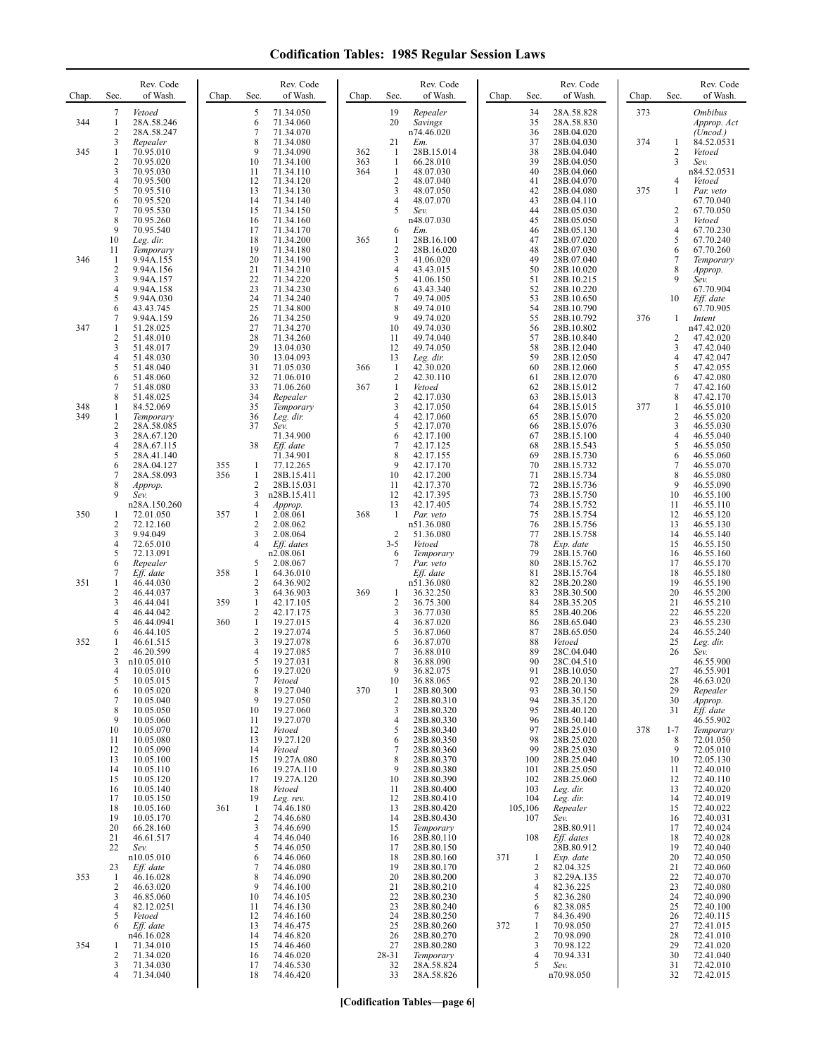# Codification Tables: 1985 Regular Session Laws

| Chap. | Sec. | Rev. Code of Wash. |
|---|---|---|
| | 7 | *Vetoed* |
| 344 | 1 | 28A.58.246 |
| | 2 | 28A.58.247 |
| | 3 | *Repealer* |
| 345 | 1 | 70.95.010 |
| | 2 | 70.95.020 |
| | 3 | 70.95.030 |
| | 4 | 70.95.500 |
| | 5 | 70.95.510 |
| | 6 | 70.95.520 |
| | 7 | 70.95.530 |
| | 8 | 70.95.260 |
| | 9 | 70.95.540 |
| | 10 | *Leg. dir.* |
| | 11 | *Temporary* |
| 346 | 1 | 9.94A.155 |
| | 2 | 9.94A.156 |
| | 3 | 9.94A.157 |
| | 4 | 9.94A.158 |
| | 5 | 9.94A.030 |
| | 6 | 43.43.745 |
| | 7 | 9.94A.159 |
| 347 | 1 | 51.28.025 |
| | 2 | 51.48.010 |
| | 3 | 51.48.017 |
| | 4 | 51.48.030 |
| | 5 | 51.48.040 |
| | 6 | 51.48.060 |
| | 7 | 51.48.080 |
| | 8 | 51.48.025 |
| 348 | 1 | 84.52.069 |
| 349 | 1 | *Temporary* |
| | 2 | 28A.58.085 |
| | 3 | 28A.67.120 |
| | 4 | 28A.67.115 |
| | 5 | 28A.41.140 |
| | 6 | 28A.04.127 |
| | 7 | 28A.58.093 |
| | 8 | *Approp.* |
| | 9 | *Sev.* n28A.150.260 |
| 350 | 1 | 72.01.050 |
| | 2 | 72.12.160 |
| | 3 | 9.94.049 |
| | 4 | 72.65.010 |
| | 5 | 72.13.091 |
| | 6 | *Repealer* |
| | 7 | *Eff. date* |
| 351 | 1 | 46.44.030 |
| | 2 | 46.44.037 |
| | 3 | 46.44.041 |
| | 4 | 46.44.042 |
| | 5 | 46.44.0941 |
| | 6 | 46.44.105 |
| 352 | 1 | 46.61.515 |
| | 2 | 46.20.599 |
| | 3 | n10.05.010 |
| | 4 | 10.05.010 |
| | 5 | 10.05.015 |
| | 6 | 10.05.020 |
| | 7 | 10.05.040 |
| | 8 | 10.05.050 |
| | 9 | 10.05.060 |
| | 10 | 10.05.070 |
| | 11 | 10.05.080 |
| | 12 | 10.05.090 |
| | 13 | 10.05.100 |
| | 14 | 10.05.110 |
| | 15 | 10.05.120 |
| | 16 | 10.05.140 |
| | 17 | 10.05.150 |
| | 18 | 10.05.160 |
| | 19 | 10.05.170 |
| | 20 | 66.28.160 |
| | 21 | 46.61.517 |
| | 22 | *Sev.* n10.05.010 |
| | 23 | *Eff. date* |
| 353 | 1 | 46.16.028 |
| | 2 | 46.63.020 |
| | 3 | 46.85.060 |
| | 4 | 82.12.0251 |
| | 5 | *Vetoed* |
| | 6 | *Eff. date* n46.16.028 |
| 354 | 1 | 71.34.010 |
| | 2 | 71.34.020 |
| | 3 | 71.34.030 |
| | 4 | 71.34.040 |
| | 5 | 71.34.050 |
| | 6 | 71.34.060 |
| | 7 | 71.34.070 |
| | 8 | 71.34.080 |
| | 9 | 71.34.090 |
| | 10 | 71.34.100 |
| | 11 | 71.34.110 |
| | 12 | 71.34.120 |
| | 13 | 71.34.130 |
| | 14 | 71.34.140 |
| | 15 | 71.34.150 |
| | 16 | 71.34.160 |
| | 17 | 71.34.170 |
| | 18 | 71.34.200 |
| | 19 | 71.34.180 |
| | 20 | 71.34.190 |
| | 21 | 71.34.210 |
| | 22 | 71.34.220 |
| | 23 | 71.34.230 |
| | 24 | 71.34.240 |
| | 25 | 71.34.800 |
| | 26 | 71.34.250 |
| | 27 | 71.34.270 |
| | 28 | 71.34.260 |
| | 29 | 13.04.030 |
| | 30 | 13.04.093 |
| | 31 | 71.05.030 |
| | 32 | 71.06.010 |
| | 33 | 71.06.260 |
| | 34 | *Repealer* |
| | 35 | *Temporary* |
| | 36 | *Leg. dir.* |
| | 37 | *Sev.* 71.34.900 |
| | 38 | *Eff. date* 71.34.901 |
| 355 | 1 | 77.12.265 |
| 356 | 1 | 28B.15.411 |
| | 2 | 28B.15.031 |
| | 3 | n28B.15.411 |
| | 4 | *Approp.* |
| 357 | 1 | 2.08.061 |
| | 2 | 2.08.062 |
| | 3 | 2.08.064 |
| | 4 | *Eff. dates* n2.08.061 |
| | 5 | 2.08.067 |
| 358 | 1 | 64.36.010 |
| | 2 | 64.36.902 |
| | 3 | 64.36.903 |
| 359 | 1 | 42.17.105 |
| | 2 | 42.17.175 |
| 360 | 1 | 19.27.015 |
| | 2 | 19.27.074 |
| | 3 | 19.27.078 |
| | 4 | 19.27.085 |
| | 5 | 19.27.031 |
| | 6 | 19.27.020 |
| | 7 | *Vetoed* |
| | 8 | 19.27.040 |
| | 9 | 19.27.050 |
| | 10 | 19.27.060 |
| | 11 | 19.27.070 |
| | 12 | *Vetoed* |
| | 13 | 19.27.120 |
| | 14 | *Vetoed* |
| | 15 | 19.27A.080 |
| | 16 | 19.27A.110 |
| | 17 | 19.27A.120 |
| | 18 | *Vetoed* |
| | 19 | *Leg. rev.* |
| 361 | 1 | 74.46.180 |
| | 2 | 74.46.680 |
| | 3 | 74.46.690 |
| | 4 | 74.46.040 |
| | 5 | 74.46.050 |
| | 6 | 74.46.060 |
| | 7 | 74.46.080 |
| | 8 | 74.46.090 |
| | 9 | 74.46.100 |
| | 10 | 74.46.105 |
| | 11 | 74.46.130 |
| | 12 | 74.46.160 |
| | 13 | 74.46.475 |
| | 14 | 74.46.820 |
| | 15 | 74.46.460 |
| | 16 | 74.46.020 |
| | 17 | 74.46.530 |
| | 18 | 74.46.420 |
| | 19 | *Repealer* |
| | 20 | *Savings* n74.46.020 |
| | 21 | *Em.* |
| 362 | 1 | 28B.15.014 |
| 363 | 1 | 66.28.010 |
| 364 | 1 | 48.07.030 |
| | 2 | 48.07.040 |
| | 3 | 48.07.050 |
| | 4 | 48.07.070 |
| | 5 | *Sev.* n48.07.030 |
| | 6 | *Em.* |
| 365 | 1 | 28B.16.100 |
| | 2 | 28B.16.020 |
| | 3 | 41.06.020 |
| | 4 | 43.43.015 |
| | 5 | 41.06.150 |
| | 6 | 43.43.340 |
| | 7 | 49.74.005 |
| | 8 | 49.74.010 |
| | 9 | 49.74.020 |
| | 10 | 49.74.030 |
| | 11 | 49.74.040 |
| | 12 | 49.74.050 |
| | 13 | *Leg. dir.* |
| 366 | 1 | 42.30.020 |
| | 2 | 42.30.110 |
| 367 | 1 | *Vetoed* |
| | 2 | 42.17.030 |
| | 3 | 42.17.050 |
| | 4 | 42.17.060 |
| | 5 | 42.17.070 |
| | 6 | 42.17.100 |
| | 7 | 42.17.125 |
| | 8 | 42.17.155 |
| | 9 | 42.17.170 |
| | 10 | 42.17.200 |
| | 11 | 42.17.370 |
| | 12 | 42.17.395 |
| | 13 | 42.17.405 |
| 368 | 1 | *Par. veto* n51.36.080 |
| | 2 | 51.36.080 |
| | 3-5 | *Vetoed* |
| | 6 | *Temporary* |
| | 7 | *Par. veto* *Eff. date* n51.36.080 |
| 369 | 1 | 36.32.250 |
| | 2 | 36.75.300 |
| | 3 | 36.77.030 |
| | 4 | 36.87.020 |
| | 5 | 36.87.060 |
| | 6 | 36.87.070 |
| | 7 | 36.88.010 |
| | 8 | 36.88.090 |
| | 9 | 36.82.075 |
| | 10 | 36.88.065 |
| 370 | 1 | 28B.80.300 |
| | 2 | 28B.80.310 |
| | 3 | 28B.80.320 |
| | 4 | 28B.80.330 |
| | 5 | 28B.80.340 |
| | 6 | 28B.80.350 |
| | 7 | 28B.80.360 |
| | 8 | 28B.80.370 |
| | 9 | 28B.80.380 |
| | 10 | 28B.80.390 |
| | 11 | 28B.80.400 |
| | 12 | 28B.80.410 |
| | 13 | 28B.80.420 |
| | 14 | 28B.80.430 |
| | 15 | *Temporary* |
| | 16 | 28B.80.110 |
| | 17 | 28B.80.150 |
| | 18 | 28B.80.160 |
| | 19 | 28B.80.170 |
| | 20 | 28B.80.200 |
| | 21 | 28B.80.210 |
| | 22 | 28B.80.230 |
| | 23 | 28B.80.240 |
| | 24 | 28B.80.250 |
| | 25 | 28B.80.260 |
| | 26 | 28B.80.270 |
| | 27 | 28B.80.280 |
| | 28-31 | *Temporary* |
| | 32 | 28A.58.824 |
| | 33 | 28A.58.826 |
| | 34 | 28A.58.828 |
| | 35 | 28A.58.830 |
| | 36 | 28B.04.020 |
| | 37 | 28B.04.030 |
| | 38 | 28B.04.040 |
| | 39 | 28B.04.050 |
| | 40 | 28B.04.060 |
| | 41 | 28B.04.070 |
| | 42 | 28B.04.080 |
| | 43 | 28B.04.110 |
| | 44 | 28B.05.030 |
| | 45 | 28B.05.050 |
| | 46 | 28B.05.130 |
| | 47 | 28B.07.020 |
| | 48 | 28B.07.030 |
| | 49 | 28B.07.040 |
| | 50 | 28B.10.020 |
| | 51 | 28B.10.215 |
| | 52 | 28B.10.220 |
| | 53 | 28B.10.650 |
| | 54 | 28B.10.790 |
| | 55 | 28B.10.792 |
| | 56 | 28B.10.802 |
| | 57 | 28B.10.840 |
| | 58 | 28B.12.040 |
| | 59 | 28B.12.050 |
| | 60 | 28B.12.060 |
| | 61 | 28B.12.070 |
| | 62 | 28B.15.012 |
| | 63 | 28B.15.013 |
| | 64 | 28B.15.015 |
| | 65 | 28B.15.070 |
| | 66 | 28B.15.076 |
| | 67 | 28B.15.100 |
| | 68 | 28B.15.543 |
| | 69 | 28B.15.730 |
| | 70 | 28B.15.732 |
| | 71 | 28B.15.734 |
| | 72 | 28B.15.736 |
| | 73 | 28B.15.750 |
| | 74 | 28B.15.752 |
| | 75 | 28B.15.754 |
| | 76 | 28B.15.756 |
| | 77 | 28B.15.758 |
| | 78 | *Exp. date* |
| | 79 | 28B.15.760 |
| | 80 | 28B.15.762 |
| | 81 | 28B.15.764 |
| | 82 | 28B.20.280 |
| | 83 | 28B.30.500 |
| | 84 | 28B.35.205 |
| | 85 | 28B.40.206 |
| | 86 | 28B.65.040 |
| | 87 | 28B.65.050 |
| | 88 | *Vetoed* |
| | 89 | 28C.04.040 |
| | 90 | 28C.04.510 |
| | 91 | 28B.10.050 |
| | 92 | 28B.20.130 |
| | 93 | 28B.30.150 |
| | 94 | 28B.35.120 |
| | 95 | 28B.40.120 |
| | 96 | 28B.50.140 |
| | 97 | 28B.25.010 |
| | 98 | 28B.25.020 |
| | 99 | 28B.25.030 |
| | 100 | 28B.25.040 |
| | 101 | 28B.25.050 |
| | 102 | 28B.25.060 |
| | 103 | *Leg. dir.* |
| | 104 | *Leg. dir.* |
| | 105,106 | *Repealer* |
| | 107 | *Sev.* 28B.80.911 |
| | 108 | *Eff. dates* 28B.80.912 |
| 371 | 1 | *Exp. date* |
| | 2 | 82.04.325 |
| | 3 | 82.29A.135 |
| | 4 | 82.36.225 |
| | 5 | 82.36.280 |
| | 6 | 82.38.085 |
| | 7 | 84.36.490 |
| 372 | 1 | 70.98.050 |
| | 2 | 70.98.090 |
| | 3 | 70.98.122 |
| | 4 | 70.94.331 |
| | 5 | *Sev.* n70.98.050 |
| 373 | | *Omnibus Approp. Act (Uncod.)* |
| 374 | 1 | 84.52.0531 |
| | 2 | *Vetoed* |
| | 3 | *Sev.* n84.52.0531 |
| | 4 | *Vetoed* |
| 375 | 1 | *Par. veto* 67.70.040 |
| | 2 | 67.70.050 |
| | 3 | *Vetoed* |
| | 4 | 67.70.230 |
| | 5 | 67.70.240 |
| | 6 | 67.70.260 |
| | 7 | *Temporary* |
| | 8 | *Approp.* |
| | 9 | *Sev.* 67.70.904 |
| | 10 | *Eff. date* 67.70.905 |
| 376 | 1 | *Intent* n47.42.020 |
| | 2 | 47.42.020 |
| | 3 | 47.42.040 |
| | 4 | 47.42.047 |
| | 5 | 47.42.055 |
| | 6 | 47.42.080 |
| | 7 | 47.42.160 |
| | 8 | 47.42.170 |
| 377 | 1 | 46.55.010 |
| | 2 | 46.55.020 |
| | 3 | 46.55.030 |
| | 4 | 46.55.040 |
| | 5 | 46.55.050 |
| | 6 | 46.55.060 |
| | 7 | 46.55.070 |
| | 8 | 46.55.080 |
| | 9 | 46.55.090 |
| | 10 | 46.55.100 |
| | 11 | 46.55.110 |
| | 12 | 46.55.120 |
| | 13 | 46.55.130 |
| | 14 | 46.55.140 |
| | 15 | 46.55.150 |
| | 16 | 46.55.160 |
| | 17 | 46.55.170 |
| | 18 | 46.55.180 |
| | 19 | 46.55.190 |
| | 20 | 46.55.200 |
| | 21 | 46.55.210 |
| | 22 | 46.55.220 |
| | 23 | 46.55.230 |
| | 24 | 46.55.240 |
| | 25 | *Leg. dir.* |
| | 26 | *Sev.* 46.55.900 |
| | 27 | 46.55.901 |
| | 28 | 46.63.020 |
| | 29 | *Repealer* |
| | 30 | *Approp.* |
| | 31 | *Eff. date* 46.55.902 |
| 378 | 1-7 | *Temporary* |
| | 8 | 72.01.050 |
| | 9 | 72.05.010 |
| | 10 | 72.05.130 |
| | 11 | 72.40.010 |
| | 12 | 72.40.110 |
| | 13 | 72.40.020 |
| | 14 | 72.40.019 |
| | 15 | 72.40.022 |
| | 16 | 72.40.031 |
| | 17 | 72.40.024 |
| | 18 | 72.40.028 |
| | 19 | 72.40.040 |
| | 20 | 72.40.050 |
| | 21 | 72.40.060 |
| | 22 | 72.40.070 |
| | 23 | 72.40.080 |
| | 24 | 72.40.090 |
| | 25 | 72.40.100 |
| | 26 | 72.40.115 |
| | 27 | 72.41.015 |
| | 28 | 72.41.010 |
| | 29 | 72.41.020 |
| | 30 | 72.41.040 |
| | 31 | 72.42.010 |
| | 32 | 72.42.015 |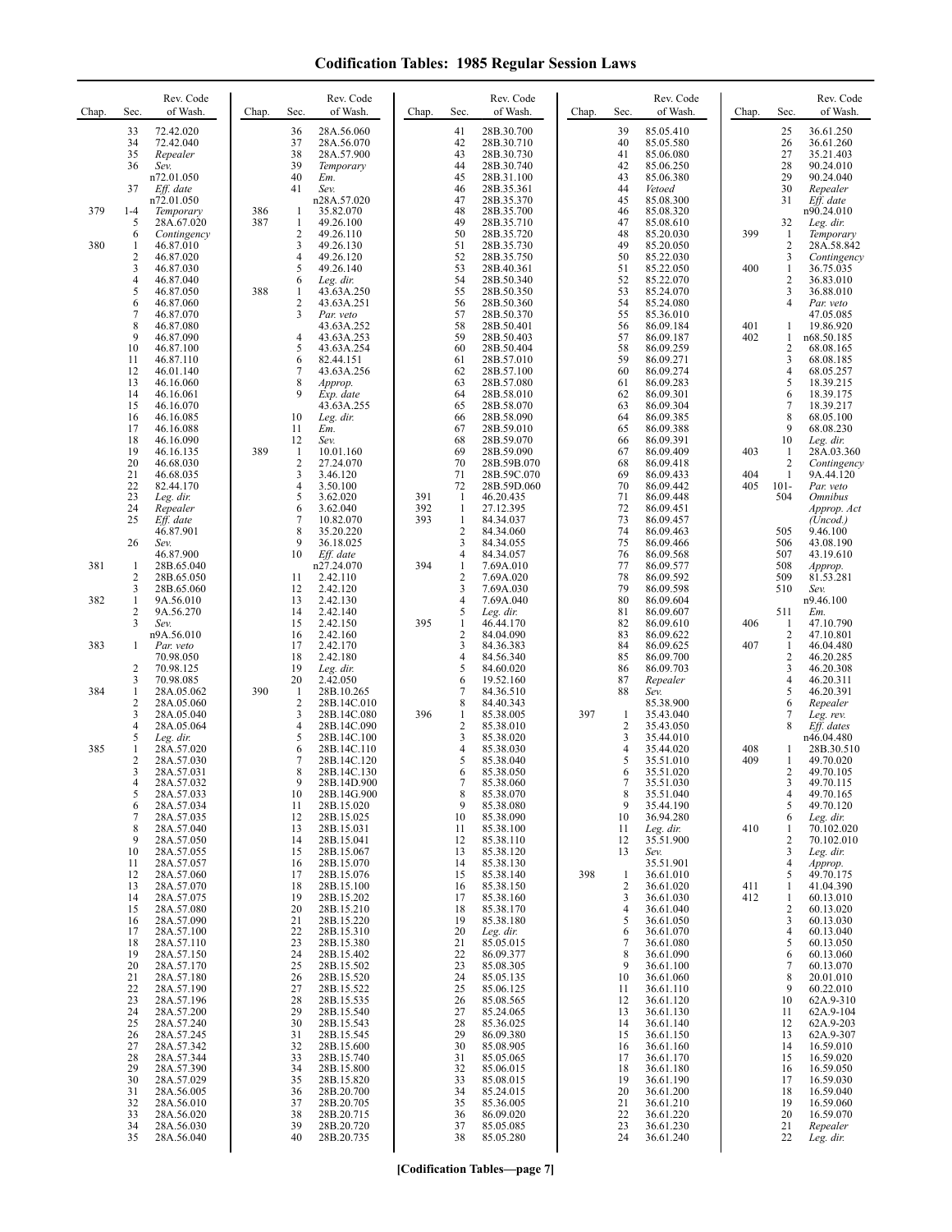# Codification Tables: 1985 Regular Session Laws

| Chap. | Sec. | Rev. Code of Wash. |
|---|---|---|
| | 33 | 72.42.020 |
| | 34 | 72.42.040 |
| | 35 | *Repealer* |
| | 36 | *Sev.* n72.01.050 |
| | 37 | *Eff. date* n72.01.050 |
| 379 | 1-4 | *Temporary* |
| | 5 | 28A.67.020 |
| | 6 | *Contingency* |
| 380 | 1 | 46.87.010 |
| | 2 | 46.87.020 |
| | 3 | 46.87.030 |
| | 4 | 46.87.040 |
| | 5 | 46.87.050 |
| | 6 | 46.87.060 |
| | 7 | 46.87.070 |
| | 8 | 46.87.080 |
| | 9 | 46.87.090 |
| | 10 | 46.87.100 |
| | 11 | 46.87.110 |
| | 12 | 46.01.140 |
| | 13 | 46.16.060 |
| | 14 | 46.16.061 |
| | 15 | 46.16.070 |
| | 16 | 46.16.085 |
| | 17 | 46.16.088 |
| | 18 | 46.16.090 |
| | 19 | 46.16.135 |
| | 20 | 46.68.030 |
| | 21 | 46.68.035 |
| | 22 | 82.44.170 |
| | 23 | *Leg. dir.* |
| | 24 | *Repealer* |
| | 25 | *Eff. date* 46.87.901 |
| | 26 | *Sev.* 46.87.900 |
| 381 | 1 | 28B.65.040 |
| | 2 | 28B.65.050 |
| | 3 | 28B.65.060 |
| 382 | 1 | 9A.56.010 |
| | 2 | 9A.56.270 |
| | 3 | *Sev.* n9A.56.010 |
| 383 | 1 | *Par. veto* 70.98.050 |
| | 2 | 70.98.125 |
| | 3 | 70.98.085 |
| 384 | 1 | 28A.05.062 |
| | 2 | 28A.05.060 |
| | 3 | 28A.05.040 |
| | 4 | 28A.05.064 |
| | 5 | *Leg. dir.* |
| 385 | 1 | 28A.57.020 |
| | 2 | 28A.57.030 |
| | 3 | 28A.57.031 |
| | 4 | 28A.57.032 |
| | 5 | 28A.57.033 |
| | 6 | 28A.57.034 |
| | 7 | 28A.57.035 |
| | 8 | 28A.57.040 |
| | 9 | 28A.57.050 |
| | 10 | 28A.57.055 |
| | 11 | 28A.57.057 |
| | 12 | 28A.57.060 |
| | 13 | 28A.57.070 |
| | 14 | 28A.57.075 |
| | 15 | 28A.57.080 |
| | 16 | 28A.57.090 |
| | 17 | 28A.57.100 |
| | 18 | 28A.57.110 |
| | 19 | 28A.57.150 |
| | 20 | 28A.57.170 |
| | 21 | 28A.57.180 |
| | 22 | 28A.57.190 |
| | 23 | 28A.57.196 |
| | 24 | 28A.57.200 |
| | 25 | 28A.57.240 |
| | 26 | 28A.57.245 |
| | 27 | 28A.57.342 |
| | 28 | 28A.57.344 |
| | 29 | 28A.57.390 |
| | 30 | 28A.57.029 |
| | 31 | 28A.56.005 |
| | 32 | 28A.56.010 |
| | 33 | 28A.56.020 |
| | 34 | 28A.56.030 |
| | 35 | 28A.56.040 |
| | 36 | 28A.56.060 |
| | 37 | 28A.56.070 |
| | 38 | 28A.57.900 |
| | 39 | *Temporary* |
| | 40 | *Em.* |
| | 41 | *Sev.* n28A.57.020 |
| 386 | 1 | 35.82.070 |
| 387 | 1 | 49.26.100 |
| | 2 | 49.26.110 |
| | 3 | 49.26.130 |
| | 4 | 49.26.120 |
| | 5 | 49.26.140 |
| | 6 | *Leg. dir.* |
| 388 | 1 | 43.63A.250 |
| | 2 | 43.63A.251 |
| | 3 | *Par. veto* 43.63A.252 |
| | 4 | 43.63A.253 |
| | 5 | 43.63A.254 |
| | 6 | 82.44.151 |
| | 7 | 43.63A.256 |
| | 8 | *Approp.* |
| | 9 | *Exp. date* 43.63A.255 |
| | 10 | *Leg. dir.* |
| | 11 | *Em.* |
| | 12 | *Sev.* |
| 389 | 1 | 10.01.160 |
| | 2 | 27.24.070 |
| | 3 | 3.46.120 |
| | 4 | 3.50.100 |
| | 5 | 3.62.020 |
| | 6 | 3.62.040 |
| | 7 | 10.82.070 |
| | 8 | 35.20.220 |
| | 9 | 36.18.025 |
| | 10 | *Eff. date* n27.24.070 |
| | 11 | 2.42.110 |
| | 12 | 2.42.120 |
| | 13 | 2.42.130 |
| | 14 | 2.42.140 |
| | 15 | 2.42.150 |
| | 16 | 2.42.160 |
| | 17 | 2.42.170 |
| | 18 | 2.42.180 |
| | 19 | *Leg. dir.* |
| | 20 | 2.42.050 |
| 390 | 1 | 28B.10.265 |
| | 2 | 28B.14C.010 |
| | 3 | 28B.14C.080 |
| | 4 | 28B.14C.090 |
| | 5 | 28B.14C.100 |
| | 6 | 28B.14C.110 |
| | 7 | 28B.14C.120 |
| | 8 | 28B.14C.130 |
| | 9 | 28B.14D.900 |
| | 10 | 28B.14G.900 |
| | 11 | 28B.15.020 |
| | 12 | 28B.15.025 |
| | 13 | 28B.15.031 |
| | 14 | 28B.15.041 |
| | 15 | 28B.15.067 |
| | 16 | 28B.15.070 |
| | 17 | 28B.15.076 |
| | 18 | 28B.15.100 |
| | 19 | 28B.15.202 |
| | 20 | 28B.15.210 |
| | 21 | 28B.15.220 |
| | 22 | 28B.15.310 |
| | 23 | 28B.15.380 |
| | 24 | 28B.15.402 |
| | 25 | 28B.15.502 |
| | 26 | 28B.15.520 |
| | 27 | 28B.15.522 |
| | 28 | 28B.15.535 |
| | 29 | 28B.15.540 |
| | 30 | 28B.15.543 |
| | 31 | 28B.15.545 |
| | 32 | 28B.15.600 |
| | 33 | 28B.15.740 |
| | 34 | 28B.15.800 |
| | 35 | 28B.15.820 |
| | 36 | 28B.20.700 |
| | 37 | 28B.20.705 |
| | 38 | 28B.20.715 |
| | 39 | 28B.20.720 |
| | 40 | 28B.20.735 |
| | 41 | 28B.30.700 |
| | 42 | 28B.30.710 |
| | 43 | 28B.30.730 |
| | 44 | 28B.30.740 |
| | 45 | 28B.31.100 |
| | 46 | 28B.35.361 |
| | 47 | 28B.35.370 |
| | 48 | 28B.35.700 |
| | 49 | 28B.35.710 |
| | 50 | 28B.35.720 |
| | 51 | 28B.35.730 |
| | 52 | 28B.35.750 |
| | 53 | 28B.40.361 |
| | 54 | 28B.50.340 |
| | 55 | 28B.50.350 |
| | 56 | 28B.50.360 |
| | 57 | 28B.50.370 |
| | 58 | 28B.50.401 |
| | 59 | 28B.50.403 |
| | 60 | 28B.50.404 |
| | 61 | 28B.57.010 |
| | 62 | 28B.57.100 |
| | 63 | 28B.57.080 |
| | 64 | 28B.58.010 |
| | 65 | 28B.58.070 |
| | 66 | 28B.58.090 |
| | 67 | 28B.59.010 |
| | 68 | 28B.59.070 |
| | 69 | 28B.59.090 |
| | 70 | 28B.59B.070 |
| | 71 | 28B.59C.070 |
| | 72 | 28B.59D.060 |
| 391 | 1 | 46.20.435 |
| 392 | 1 | 27.12.395 |
| 393 | 1 | 84.34.037 |
| | 2 | 84.34.060 |
| | 3 | 84.34.055 |
| | 4 | 84.34.057 |
| 394 | 1 | 7.69A.010 |
| | 2 | 7.69A.020 |
| | 3 | 7.69A.030 |
| | 4 | 7.69A.040 |
| | 5 | *Leg. dir.* |
| 395 | 1 | 46.44.170 |
| | 2 | 84.04.090 |
| | 3 | 84.36.383 |
| | 4 | 84.56.340 |
| | 5 | 84.60.020 |
| | 6 | 19.52.160 |
| | 7 | 84.36.510 |
| | 8 | 84.40.343 |
| 396 | 1 | 85.38.005 |
| | 2 | 85.38.010 |
| | 3 | 85.38.020 |
| | 4 | 85.38.030 |
| | 5 | 85.38.040 |
| | 6 | 85.38.050 |
| | 7 | 85.38.060 |
| | 8 | 85.38.070 |
| | 9 | 85.38.080 |
| | 10 | 85.38.090 |
| | 11 | 85.38.100 |
| | 12 | 85.38.110 |
| | 13 | 85.38.120 |
| | 14 | 85.38.130 |
| | 15 | 85.38.140 |
| | 16 | 85.38.150 |
| | 17 | 85.38.160 |
| | 18 | 85.38.170 |
| | 19 | 85.38.180 |
| | 20 | *Leg. dir.* |
| | 21 | 85.05.015 |
| | 22 | 86.09.377 |
| | 23 | 85.08.305 |
| | 24 | 85.05.135 |
| | 25 | 85.06.125 |
| | 26 | 85.08.565 |
| | 27 | 85.24.065 |
| | 28 | 85.36.025 |
| | 29 | 86.09.380 |
| | 30 | 85.08.905 |
| | 31 | 85.05.065 |
| | 32 | 85.06.015 |
| | 33 | 85.08.015 |
| | 34 | 85.24.015 |
| | 35 | 85.36.005 |
| | 36 | 86.09.020 |
| | 37 | 85.05.085 |
| | 38 | 85.05.280 |
| | 39 | 85.05.410 |
| | 40 | 85.05.580 |
| | 41 | 85.06.080 |
| | 42 | 85.06.250 |
| | 43 | 85.06.380 |
| | 44 | *Vetoed* |
| | 45 | 85.08.300 |
| | 46 | 85.08.320 |
| | 47 | 85.08.610 |
| | 48 | 85.20.030 |
| | 49 | 85.20.050 |
| | 50 | 85.22.030 |
| | 51 | 85.22.050 |
| | 52 | 85.22.070 |
| | 53 | 85.24.070 |
| | 54 | 85.24.080 |
| | 55 | 85.36.010 |
| | 56 | 86.09.184 |
| | 57 | 86.09.187 |
| | 58 | 86.09.259 |
| | 59 | 86.09.271 |
| | 60 | 86.09.274 |
| | 61 | 86.09.283 |
| | 62 | 86.09.301 |
| | 63 | 86.09.304 |
| | 64 | 86.09.385 |
| | 65 | 86.09.388 |
| | 66 | 86.09.391 |
| | 67 | 86.09.409 |
| | 68 | 86.09.418 |
| | 69 | 86.09.433 |
| | 70 | 86.09.442 |
| | 71 | 86.09.448 |
| | 72 | 86.09.451 |
| | 73 | 86.09.457 |
| | 74 | 86.09.463 |
| | 75 | 86.09.466 |
| | 76 | 86.09.568 |
| | 77 | 86.09.577 |
| | 78 | 86.09.592 |
| | 79 | 86.09.598 |
| | 80 | 86.09.604 |
| | 81 | 86.09.607 |
| | 82 | 86.09.610 |
| | 83 | 86.09.622 |
| | 84 | 86.09.625 |
| | 85 | 86.09.700 |
| | 86 | 86.09.703 |
| | 87 | *Repealer* |
| | 88 | *Sev.* 85.38.900 |
| 397 | 1 | 35.43.040 |
| | 2 | 35.43.050 |
| | 3 | 35.44.010 |
| | 4 | 35.44.020 |
| | 5 | 35.51.010 |
| | 6 | 35.51.020 |
| | 7 | 35.51.030 |
| | 8 | 35.51.040 |
| | 9 | 35.44.190 |
| | 10 | 36.94.280 |
| | 11 | *Leg. dir.* |
| | 12 | 35.51.900 |
| | 13 | *Sev.* 35.51.901 |
| 398 | 1 | 36.61.010 |
| | 2 | 36.61.020 |
| | 3 | 36.61.030 |
| | 4 | 36.61.040 |
| | 5 | 36.61.050 |
| | 6 | 36.61.070 |
| | 7 | 36.61.080 |
| | 8 | 36.61.090 |
| | 9 | 36.61.100 |
| | 10 | 36.61.060 |
| | 11 | 36.61.110 |
| | 12 | 36.61.120 |
| | 13 | 36.61.130 |
| | 14 | 36.61.140 |
| | 15 | 36.61.150 |
| | 16 | 36.61.160 |
| | 17 | 36.61.170 |
| | 18 | 36.61.180 |
| | 19 | 36.61.190 |
| | 20 | 36.61.200 |
| | 21 | 36.61.210 |
| | 22 | 36.61.220 |
| | 23 | 36.61.230 |
| | 24 | 36.61.240 |
| | 25 | 36.61.250 |
| | 26 | 36.61.260 |
| | 27 | 35.21.403 |
| | 28 | 90.24.010 |
| | 29 | 90.24.040 |
| | 30 | *Repealer* |
| | 31 | *Eff. date* n90.24.010 |
| | 32 | *Leg. dir.* |
| 399 | 1 | *Temporary* |
| | 2 | 28A.58.842 |
| | 3 | *Contingency* |
| 400 | 1 | 36.75.035 |
| | 2 | 36.83.010 |
| | 3 | 36.88.010 |
| | 4 | *Par. veto* 47.05.085 |
| 401 | 1 | 19.86.920 |
| 402 | 1 | n68.50.185 |
| | 2 | 68.08.165 |
| | 3 | 68.08.185 |
| | 4 | 68.05.257 |
| | 5 | 18.39.215 |
| | 6 | 18.39.175 |
| | 7 | 18.39.217 |
| | 8 | 68.05.100 |
| | 9 | 68.08.230 |
| | 10 | *Leg. dir.* |
| 403 | 1 | 28A.03.360 |
| | 2 | *Contingency* |
| 404 | 1 | 9A.44.120 |
| 405 | 101-504 | *Par. veto Omnibus Approp. Act (Uncod.)* |
| | 505 | 9.46.100 |
| | 506 | 43.08.190 |
| | 507 | 43.19.610 |
| | 508 | *Approp.* |
| | 509 | 81.53.281 |
| | 510 | *Sev.* n9.46.100 |
| | 511 | *Em.* |
| 406 | 1 | 47.10.790 |
| | 2 | 47.10.801 |
| 407 | 1 | 46.04.480 |
| | 2 | 46.20.285 |
| | 3 | 46.20.308 |
| | 4 | 46.20.311 |
| | 5 | 46.20.391 |
| | 6 | *Repealer* |
| | 7 | *Leg. rev.* |
| | 8 | *Eff. dates* n46.04.480 |
| 408 | 1 | 28B.30.510 |
| 409 | 1 | 49.70.020 |
| | 2 | 49.70.105 |
| | 3 | 49.70.115 |
| | 4 | 49.70.165 |
| | 5 | 49.70.120 |
| | 6 | *Leg. dir.* |
| 410 | 1 | 70.102.020 |
| | 2 | 70.102.010 |
| | 3 | *Leg. dir.* |
| | 4 | *Approp.* |
| | 5 | 49.70.175 |
| 411 | 1 | 41.04.390 |
| 412 | 1 | 60.13.010 |
| | 2 | 60.13.020 |
| | 3 | 60.13.030 |
| | 4 | 60.13.040 |
| | 5 | 60.13.050 |
| | 6 | 60.13.060 |
| | 7 | 60.13.070 |
| | 8 | 20.01.010 |
| | 9 | 60.22.010 |
| | 10 | 62A.9-310 |
| | 11 | 62A.9-104 |
| | 12 | 62A.9-203 |
| | 13 | 62A.9-307 |
| | 14 | 16.59.010 |
| | 15 | 16.59.020 |
| | 16 | 16.59.050 |
| | 17 | 16.59.030 |
| | 18 | 16.59.040 |
| | 19 | 16.59.060 |
| | 20 | 16.59.070 |
| | 21 | *Repealer* |
| | 22 | *Leg. dir.* |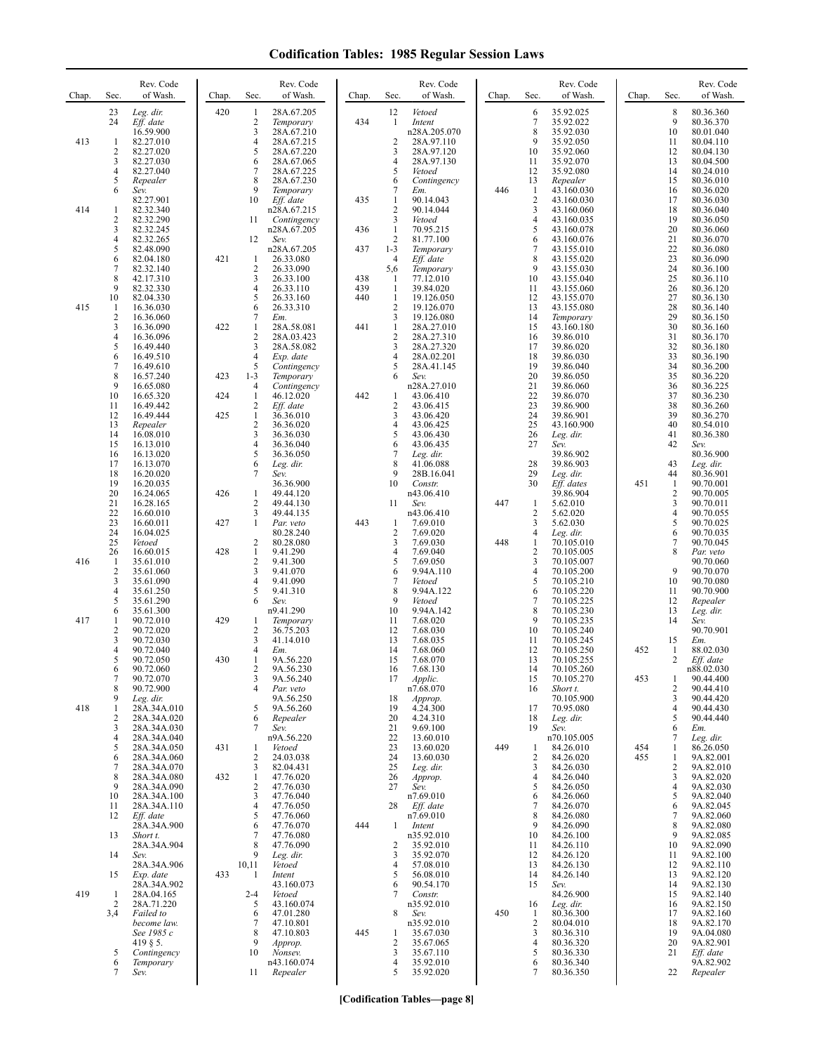# Codification Tables: 1985 Regular Session Laws

| Chap. | Sec. | Rev. Code of Wash. |
|---|---|---|
| | 23 | *Leg. dir.* |
| | 24 | *Eff. date* 16.59.900 |
| 413 | 1 | 82.27.010 |
| | 2 | 82.27.020 |
| | 3 | 82.27.030 |
| | 4 | 82.27.040 |
| | 5 | *Repealer* |
| | 6 | *Sev.* 82.27.901 |
| 414 | 1 | 82.32.340 |
| | 2 | 82.32.290 |
| | 3 | 82.32.245 |
| | 4 | 82.32.265 |
| | 5 | 82.48.090 |
| | 6 | 82.04.180 |
| | 7 | 82.32.140 |
| | 8 | 42.17.310 |
| | 9 | 82.32.330 |
| | 10 | 82.04.330 |
| 415 | 1 | 16.36.030 |
| | 2 | 16.36.060 |
| | 3 | 16.36.090 |
| | 4 | 16.36.096 |
| | 5 | 16.49.440 |
| | 6 | 16.49.510 |
| | 7 | 16.49.610 |
| | 8 | 16.57.240 |
| | 9 | 16.65.080 |
| | 10 | 16.65.320 |
| | 11 | 16.49.442 |
| | 12 | 16.49.444 |
| | 13 | *Repealer* |
| | 14 | 16.08.010 |
| | 15 | 16.13.010 |
| | 16 | 16.13.020 |
| | 17 | 16.13.070 |
| | 18 | 16.20.020 |
| | 19 | 16.20.035 |
| | 20 | 16.24.065 |
| | 21 | 16.28.165 |
| | 22 | 16.60.010 |
| | 23 | 16.60.011 |
| | 24 | 16.04.025 |
| | 25 | *Vetoed* |
| | 26 | 16.60.015 |
| 416 | 1 | 35.61.010 |
| | 2 | 35.61.060 |
| | 3 | 35.61.090 |
| | 4 | 35.61.250 |
| | 5 | 35.61.290 |
| | 6 | 35.61.300 |
| 417 | 1 | 90.72.010 |
| | 2 | 90.72.020 |
| | 3 | 90.72.030 |
| | 4 | 90.72.040 |
| | 5 | 90.72.050 |
| | 6 | 90.72.060 |
| | 7 | 90.72.070 |
| | 8 | 90.72.900 |
| | 9 | *Leg. dir.* |
| 418 | 1 | 28A.34A.010 |
| | 2 | 28A.34A.020 |
| | 3 | 28A.34A.030 |
| | 4 | 28A.34A.040 |
| | 5 | 28A.34A.050 |
| | 6 | 28A.34A.060 |
| | 7 | 28A.34A.070 |
| | 8 | 28A.34A.080 |
| | 9 | 28A.34A.090 |
| | 10 | 28A.34A.100 |
| | 11 | 28A.34A.110 |
| | 12 | *Eff. date* 28A.34A.900 |
| | 13 | *Short t.* 28A.34A.904 |
| | 14 | *Sev.* 28A.34A.906 |
| | 15 | *Exp. date* 28A.34A.902 |
| 419 | 1 | 28A.04.165 |
| | 2 | 28A.71.220 |
| | 3,4 | *Failed to become law. See 1985 c 419 § 5.* |
| | 5 | *Contingency* |
| | 6 | *Temporary* |
| | 7 | *Sev.* |
| 420 | 1 | 28A.67.205 |
| | 2 | *Temporary* |
| | 3 | 28A.67.210 |
| | 4 | 28A.67.215 |
| | 5 | 28A.67.220 |
| | 6 | 28A.67.065 |
| | 7 | 28A.67.225 |
| | 8 | 28A.67.230 |
| | 9 | *Temporary* |
| | 10 | *Eff. date* n28A.67.215 |
| | 11 | *Contingency* n28A.67.205 |
| | 12 | *Sev.* n28A.67.205 |
| 421 | 1 | 26.33.080 |
| | 2 | 26.33.090 |
| | 3 | 26.33.100 |
| | 4 | 26.33.110 |
| | 5 | 26.33.160 |
| | 6 | 26.33.310 |
| | 7 | *Em.* |
| 422 | 1 | 28A.58.081 |
| | 2 | 28A.03.423 |
| | 3 | 28A.58.082 |
| | 4 | *Exp. date* |
| | 5 | *Contingency* |
| 423 | 1-3 | *Temporary* |
| | 4 | *Contingency* |
| 424 | 1 | 46.12.020 |
| | 2 | *Eff. date* |
| 425 | 1 | 36.36.010 |
| | 2 | 36.36.020 |
| | 3 | 36.36.030 |
| | 4 | 36.36.040 |
| | 5 | 36.36.050 |
| | 6 | *Leg. dir.* |
| | 7 | *Sev.* 36.36.900 |
| 426 | 1 | 49.44.120 |
| | 2 | 49.44.130 |
| | 3 | 49.44.135 |
| 427 | 1 | *Par. veto* 80.28.240 |
| | 2 | 80.28.080 |
| 428 | 1 | 9.41.290 |
| | 2 | 9.41.300 |
| | 3 | 9.41.070 |
| | 4 | 9.41.090 |
| | 5 | 9.41.310 |
| | 6 | *Sev.* n9.41.290 |
| 429 | 1 | *Temporary* |
| | 2 | 36.75.203 |
| | 3 | 41.14.010 |
| | 4 | *Em.* |
| 430 | 1 | 9A.56.220 |
| | 2 | 9A.56.230 |
| | 3 | 9A.56.240 |
| | 4 | *Par. veto* 9A.56.250 |
| | 5 | 9A.56.260 |
| | 6 | *Repealer* |
| | 7 | *Sev.* n9A.56.220 |
| 431 | 1 | *Vetoed* |
| | 2 | 24.03.038 |
| | 3 | 82.04.431 |
| 432 | 1 | 47.76.020 |
| | 2 | 47.76.030 |
| | 3 | 47.76.040 |
| | 4 | 47.76.050 |
| | 5 | 47.76.060 |
| | 6 | 47.76.070 |
| | 7 | 47.76.080 |
| | 8 | 47.76.090 |
| | 9 | *Leg. dir.* |
| | 10,11 | *Vetoed* |
| 433 | 1 | *Intent* 43.160.073 |
| | 2-4 | *Vetoed* |
| | 5 | 43.160.074 |
| | 6 | 47.01.280 |
| | 7 | 47.10.801 |
| | 8 | 47.10.803 |
| | 9 | *Approp.* |
| | 10 | *Nonsev.* n43.160.074 |
| | 11 | *Repealer* |
| | 12 | *Vetoed* |
| 434 | 1 | *Intent* n28A.205.070 |
| | 2 | 28A.97.110 |
| | 3 | 28A.97.120 |
| | 4 | 28A.97.130 |
| | 5 | *Vetoed* |
| | 6 | *Contingency* |
| | 7 | *Em.* |
| 435 | 1 | 90.14.043 |
| | 2 | 90.14.044 |
| | 3 | *Vetoed* |
| 436 | 1 | 70.95.215 |
| | 2 | 81.77.100 |
| 437 | 1-3 | *Temporary* |
| | 4 | *Eff. date* |
| | 5,6 | *Temporary* |
| 438 | 1 | 77.12.010 |
| 439 | 1 | 39.84.020 |
| 440 | 1 | 19.126.050 |
| | 2 | 19.126.070 |
| | 3 | 19.126.080 |
| 441 | 1 | 28A.27.010 |
| | 2 | 28A.27.310 |
| | 3 | 28A.27.320 |
| | 4 | 28A.02.201 |
| | 5 | 28A.41.145 |
| | 6 | *Sev.* n28A.27.010 |
| 442 | 1 | 43.06.410 |
| | 2 | 43.06.415 |
| | 3 | 43.06.420 |
| | 4 | 43.06.425 |
| | 5 | 43.06.430 |
| | 6 | 43.06.435 |
| | 7 | *Leg. dir.* |
| | 8 | 41.06.088 |
| | 9 | 28B.16.041 |
| | 10 | *Constr.* n43.06.410 |
| | 11 | *Sev.* n43.06.410 |
| 443 | 1 | 7.69.010 |
| | 2 | 7.69.020 |
| | 3 | 7.69.030 |
| | 4 | 7.69.040 |
| | 5 | 7.69.050 |
| | 6 | 9.94A.110 |
| | 7 | *Vetoed* |
| | 8 | 9.94A.122 |
| | 9 | *Vetoed* |
| | 10 | 9.94A.142 |
| | 11 | 7.68.020 |
| | 12 | 7.68.030 |
| | 13 | 7.68.035 |
| | 14 | 7.68.060 |
| | 15 | 7.68.070 |
| | 16 | 7.68.130 |
| | 17 | *Applic.* n7.68.070 |
| | 18 | *Approp.* |
| | 19 | 4.24.300 |
| | 20 | 4.24.310 |
| | 21 | 9.69.100 |
| | 22 | 13.60.010 |
| | 23 | 13.60.020 |
| | 24 | 13.60.030 |
| | 25 | *Leg. dir.* |
| | 26 | *Approp.* |
| | 27 | *Sev.* n7.69.010 |
| | 28 | *Eff. date* n7.69.010 |
| 444 | 1 | *Intent* n35.92.010 |
| | 2 | 35.92.010 |
| | 3 | 35.92.070 |
| | 4 | 57.08.010 |
| | 5 | 56.08.010 |
| | 6 | 90.54.170 |
| | 7 | *Constr.* n35.92.010 |
| | 8 | *Sev.* n35.92.010 |
| 445 | 1 | 35.67.030 |
| | 2 | 35.67.065 |
| | 3 | 35.67.110 |
| | 4 | 35.92.010 |
| | 5 | 35.92.020 |
| | 6 | 35.92.025 |
| | 7 | 35.92.022 |
| | 8 | 35.92.030 |
| | 9 | 35.92.050 |
| | 10 | 35.92.060 |
| | 11 | 35.92.070 |
| | 12 | 35.92.080 |
| | 13 | *Repealer* |
| 446 | 1 | 43.160.030 |
| | 2 | 43.160.030 |
| | 3 | 43.160.060 |
| | 4 | 43.160.035 |
| | 5 | 43.160.078 |
| | 6 | 43.160.076 |
| | 7 | 43.155.010 |
| | 8 | 43.155.020 |
| | 9 | 43.155.030 |
| | 10 | 43.155.040 |
| | 11 | 43.155.060 |
| | 12 | 43.155.070 |
| | 13 | 43.155.080 |
| | 14 | *Temporary* |
| | 15 | 43.160.180 |
| | 16 | 39.86.010 |
| | 17 | 39.86.020 |
| | 18 | 39.86.030 |
| | 19 | 39.86.040 |
| | 20 | 39.86.050 |
| | 21 | 39.86.060 |
| | 22 | 39.86.070 |
| | 23 | 39.86.900 |
| | 24 | 39.86.901 |
| | 25 | 43.160.900 |
| | 26 | *Leg. dir.* |
| | 27 | *Sev.* 39.86.902 |
| | 28 | 39.86.903 |
| | 29 | *Leg. dir.* |
| | 30 | *Eff. dates* 39.86.904 |
| 447 | 1 | 5.62.010 |
| | 2 | 5.62.020 |
| | 3 | 5.62.030 |
| | 4 | *Leg. dir.* |
| 448 | 1 | 70.105.010 |
| | 2 | 70.105.005 |
| | 3 | 70.105.007 |
| | 4 | 70.105.200 |
| | 5 | 70.105.210 |
| | 6 | 70.105.220 |
| | 7 | 70.105.225 |
| | 8 | 70.105.230 |
| | 9 | 70.105.235 |
| | 10 | 70.105.240 |
| | 11 | 70.105.245 |
| | 12 | 70.105.250 |
| | 13 | 70.105.255 |
| | 14 | 70.105.260 |
| | 15 | 70.105.270 |
| | 16 | *Short t.* 70.105.900 |
| | 17 | 70.95.080 |
| | 18 | *Leg. dir.* |
| | 19 | *Sev.* n70.105.005 |
| 449 | 1 | 84.26.010 |
| | 2 | 84.26.020 |
| | 3 | 84.26.030 |
| | 4 | 84.26.040 |
| | 5 | 84.26.050 |
| | 6 | 84.26.060 |
| | 7 | 84.26.070 |
| | 8 | 84.26.080 |
| | 9 | 84.26.090 |
| | 10 | 84.26.100 |
| | 11 | 84.26.110 |
| | 12 | 84.26.120 |
| | 13 | 84.26.130 |
| | 14 | 84.26.140 |
| | 15 | *Sev.* 84.26.900 |
| | 16 | *Leg. dir.* |
| 450 | 1 | 80.36.300 |
| | 2 | 80.04.010 |
| | 3 | 80.36.310 |
| | 4 | 80.36.320 |
| | 5 | 80.36.330 |
| | 6 | 80.36.340 |
| | 7 | 80.36.350 |
| | 8 | 80.36.360 |
| | 9 | 80.36.370 |
| | 10 | 80.01.040 |
| | 11 | 80.04.110 |
| | 12 | 80.04.130 |
| | 13 | 80.04.500 |
| | 14 | 80.24.010 |
| | 15 | 80.36.010 |
| | 16 | 80.36.020 |
| | 17 | 80.36.030 |
| | 18 | 80.36.040 |
| | 19 | 80.36.050 |
| | 20 | 80.36.060 |
| | 21 | 80.36.070 |
| | 22 | 80.36.080 |
| | 23 | 80.36.090 |
| | 24 | 80.36.100 |
| | 25 | 80.36.110 |
| | 26 | 80.36.120 |
| | 27 | 80.36.130 |
| | 28 | 80.36.140 |
| | 29 | 80.36.150 |
| | 30 | 80.36.160 |
| | 31 | 80.36.170 |
| | 32 | 80.36.180 |
| | 33 | 80.36.190 |
| | 34 | 80.36.200 |
| | 35 | 80.36.220 |
| | 36 | 80.36.225 |
| | 37 | 80.36.230 |
| | 38 | 80.36.260 |
| | 39 | 80.36.270 |
| | 40 | 80.54.010 |
| | 41 | 80.36.380 |
| | 42 | *Sev.* 80.36.900 |
| | 43 | *Leg. dir.* |
| | 44 | 80.36.901 |
| 451 | 1 | 90.70.001 |
| | 2 | 90.70.005 |
| | 3 | 90.70.011 |
| | 4 | 90.70.055 |
| | 5 | 90.70.025 |
| | 6 | 90.70.035 |
| | 7 | 90.70.045 |
| | 8 | *Par. veto* 90.70.060 |
| | 9 | 90.70.070 |
| | 10 | 90.70.080 |
| | 11 | 90.70.900 |
| | 12 | *Repealer* |
| | 13 | *Leg. dir.* |
| | 14 | *Sev.* 90.70.901 |
| | 15 | *Em.* |
| 452 | 1 | 88.02.030 |
| | 2 | *Eff. date* n88.02.030 |
| 453 | 1 | 90.44.400 |
| | 2 | 90.44.410 |
| | 3 | 90.44.420 |
| | 4 | 90.44.430 |
| | 5 | 90.44.440 |
| | 6 | *Em.* |
| | 7 | *Leg. dir.* |
| 454 | 1 | 86.26.050 |
| 455 | 1 | 9A.82.001 |
| | 2 | 9A.82.010 |
| | 3 | 9A.82.020 |
| | 4 | 9A.82.030 |
| | 5 | 9A.82.040 |
| | 6 | 9A.82.045 |
| | 7 | 9A.82.060 |
| | 8 | 9A.82.080 |
| | 9 | 9A.82.085 |
| | 10 | 9A.82.090 |
| | 11 | 9A.82.100 |
| | 12 | 9A.82.110 |
| | 13 | 9A.82.120 |
| | 14 | 9A.82.130 |
| | 15 | 9A.82.140 |
| | 16 | 9A.82.150 |
| | 17 | 9A.82.160 |
| | 18 | 9A.82.170 |
| | 19 | 9A.04.080 |
| | 20 | 9A.82.901 |
| | 21 | *Eff. date* 9A.82.902 |
| | 22 | *Repealer* |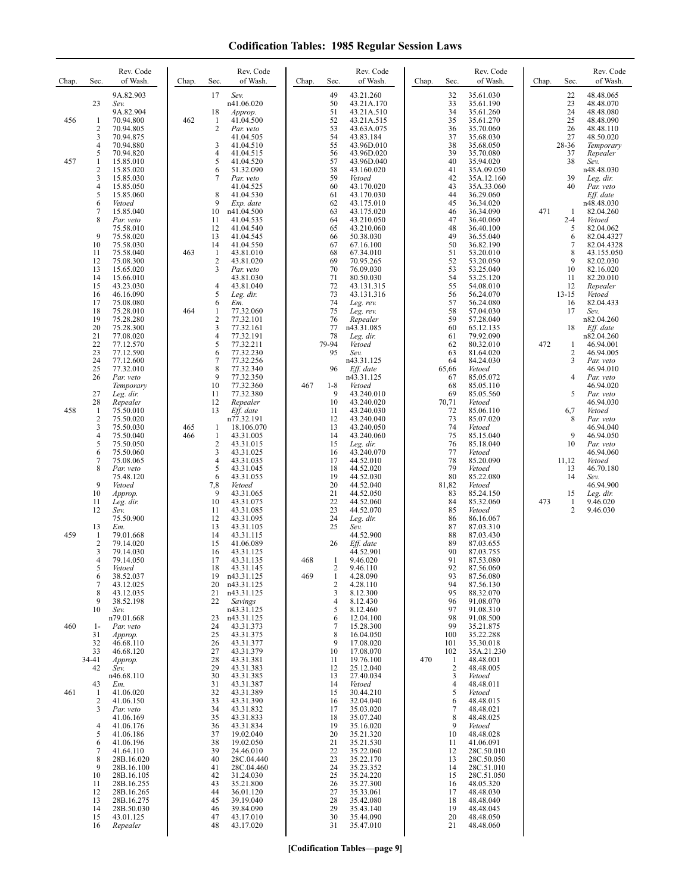# Codification Tables: 1985 Regular Session Laws

| Chap. | Sec. | Rev. Code of Wash. |
|---|---|---|
| | | 9A.82.903 |
| | 23 | *Sev.* |
| | | 9A.82.904 |
| 456 | 1 | 70.94.800 |
| | 2 | 70.94.805 |
| | 3 | 70.94.875 |
| | 4 | 70.94.880 |
| | 5 | 70.94.820 |
| 457 | 1 | 15.85.010 |
| | 2 | 15.85.020 |
| | 3 | 15.85.030 |
| | 4 | 15.85.050 |
| | 5 | 15.85.060 |
| | 6 | *Vetoed* |
| | 7 | 15.85.040 |
| | 8 | *Par. veto* |
| | | 75.58.010 |
| | 9 | 75.58.020 |
| | 10 | 75.58.030 |
| | 11 | 75.58.040 |
| | 12 | 75.08.300 |
| | 13 | 15.65.020 |
| | 14 | 15.66.010 |
| | 15 | 43.23.030 |
| | 16 | 46.16.090 |
| | 17 | 75.08.080 |
| | 18 | 75.28.010 |
| | 19 | 75.28.280 |
| | 20 | 75.28.300 |
| | 21 | 77.08.020 |
| | 22 | 77.12.570 |
| | 23 | 77.12.590 |
| | 24 | 77.12.600 |
| | 25 | 77.32.010 |
| | 26 | *Par. veto* |
| | | *Temporary* |
| | 27 | *Leg. dir.* |
| | 28 | *Repealer* |
| 458 | 1 | 75.50.010 |
| | 2 | 75.50.020 |
| | 3 | 75.50.030 |
| | 4 | 75.50.040 |
| | 5 | 75.50.050 |
| | 6 | 75.50.060 |
| | 7 | 75.08.065 |
| | 8 | *Par. veto* |
| | | 75.48.120 |
| | 9 | *Vetoed* |
| | 10 | *Approp.* |
| | 11 | *Leg. dir.* |
| | 12 | *Sev.* |
| | | 75.50.900 |
| | 13 | *Em.* |
| 459 | 1 | 79.01.668 |
| | 2 | 79.14.020 |
| | 3 | 79.14.030 |
| | 4 | 79.14.050 |
| | 5 | *Vetoed* |
| | 6 | 38.52.037 |
| | 7 | 43.12.025 |
| | 8 | 43.12.035 |
| | 9 | 38.52.198 |
| | 10 | *Sev.* |
| | | n79.01.668 |
| 460 | 1-31 | *Par. veto* |
| | | *Approp.* |
| | 32 | 46.68.110 |
| | 33 | 46.68.120 |
| | 34-41 | *Approp.* |
| | 42 | *Sev.* |
| | | n46.68.110 |
| | 43 | *Em.* |
| 461 | 1 | 41.06.020 |
| | 2 | 41.06.150 |
| | 3 | *Par. veto* |
| | | 41.06.169 |
| | 4 | 41.06.176 |
| | 5 | 41.06.186 |
| | 6 | 41.06.196 |
| | 7 | 41.64.110 |
| | 8 | 28B.16.020 |
| | 9 | 28B.16.100 |
| | 10 | 28B.16.105 |
| | 11 | 28B.16.255 |
| | 12 | 28B.16.265 |
| | 13 | 28B.16.275 |
| | 14 | 28B.50.030 |
| | 15 | 43.01.125 |
| | 16 | *Repealer* |
| | 17 | *Sev.* |
| | | n41.06.020 |
| | 18 | *Approp.* |
| 462 | 1 | 41.04.500 |
| | 2 | *Par. veto* |
| | | 41.04.505 |
| | 3 | 41.04.510 |
| | 4 | 41.04.515 |
| | 5 | 41.04.520 |
| | 6 | 51.32.090 |
| | 7 | *Par. veto* |
| | | 41.04.525 |
| | 8 | 41.04.530 |
| | 9 | *Exp. date* |
| | 10 | n41.04.500 |
| | 11 | 41.04.535 |
| | 12 | 41.04.540 |
| | 13 | 41.04.545 |
| | 14 | 41.04.550 |
| 463 | 1 | 43.81.010 |
| | 2 | 43.81.020 |
| | 3 | *Par. veto* |
| | | 43.81.030 |
| | 4 | 43.81.040 |
| | 5 | *Leg. dir.* |
| | 6 | *Em.* |
| 464 | 1 | 77.32.060 |
| | 2 | 77.32.101 |
| | 3 | 77.32.161 |
| | 4 | 77.32.191 |
| | 5 | 77.32.211 |
| | 6 | 77.32.230 |
| | 7 | 77.32.256 |
| | 8 | 77.32.340 |
| | 9 | 77.32.350 |
| | 10 | 77.32.360 |
| | 11 | 77.32.380 |
| | 12 | *Repealer* |
| | 13 | *Eff. date* |
| | | n77.32.191 |
| 465 | 1 | 18.106.070 |
| 466 | 1 | 43.31.005 |
| | 2 | 43.31.015 |
| | 3 | 43.31.025 |
| | 4 | 43.31.035 |
| | 5 | 43.31.045 |
| | 6 | 43.31.055 |
| | 7,8 | *Vetoed* |
| | 9 | 43.31.065 |
| | 10 | 43.31.075 |
| | 11 | 43.31.085 |
| | 12 | 43.31.095 |
| | 13 | 43.31.105 |
| | 14 | 43.31.115 |
| | 15 | 41.06.089 |
| | 16 | 43.31.125 |
| | 17 | 43.31.135 |
| | 18 | 43.31.145 |
| | 19 | n43.31.125 |
| | 20 | n43.31.125 |
| | 21 | n43.31.125 |
| | 22 | *Savings* |
| | | n43.31.125 |
| | 23 | n43.31.125 |
| | 24 | 43.31.373 |
| | 25 | 43.31.375 |
| | 26 | 43.31.377 |
| | 27 | 43.31.379 |
| | 28 | 43.31.381 |
| | 29 | 43.31.383 |
| | 30 | 43.31.385 |
| | 31 | 43.31.387 |
| | 32 | 43.31.389 |
| | 33 | 43.31.390 |
| | 34 | 43.31.832 |
| | 35 | 43.31.833 |
| | 36 | 43.31.834 |
| | 37 | 19.02.040 |
| | 38 | 19.02.050 |
| | 39 | 24.46.010 |
| | 40 | 28C.04.440 |
| | 41 | 28C.04.460 |
| | 42 | 31.24.030 |
| | 43 | 35.21.800 |
| | 44 | 36.01.120 |
| | 45 | 39.19.040 |
| | 46 | 39.84.090 |
| | 47 | 43.17.010 |
| | 48 | 43.17.020 |
| | 49 | 43.21.260 |
| | 50 | 43.21A.170 |
| | 51 | 43.21A.510 |
| | 52 | 43.21A.515 |
| | 53 | 43.63A.075 |
| | 54 | 43.83.184 |
| | 55 | 43.96D.010 |
| | 56 | 43.96D.020 |
| | 57 | 43.96D.040 |
| | 58 | 43.160.020 |
| | 59 | *Vetoed* |
| | 60 | 43.170.020 |
| | 61 | 43.170.030 |
| | 62 | 43.175.010 |
| | 63 | 43.175.020 |
| | 64 | 43.210.050 |
| | 65 | 43.210.060 |
| | 66 | 50.38.030 |
| | 67 | 67.16.100 |
| | 68 | 67.34.010 |
| | 69 | 70.95.265 |
| | 70 | 76.09.030 |
| | 71 | 80.50.030 |
| | 72 | 43.131.315 |
| | 73 | 43.131.316 |
| | 74 | *Leg. rev.* |
| | 75 | *Leg. rev.* |
| | 76 | *Repealer* |
| | 77 | n43.31.085 |
| | 78 | *Leg. dir.* |
| | 79-94 | *Vetoed* |
| | 95 | *Sev.* |
| | | n43.31.125 |
| | 96 | *Eff. date* |
| | | n43.31.125 |
| 467 | 1-8 | *Vetoed* |
| | 9 | 43.240.010 |
| | 10 | 43.240.020 |
| | 11 | 43.240.030 |
| | 12 | 43.240.040 |
| | 13 | 43.240.050 |
| | 14 | 43.240.060 |
| | 15 | *Leg. dir.* |
| | 16 | 43.240.070 |
| | 17 | 44.52.010 |
| | 18 | 44.52.020 |
| | 19 | 44.52.030 |
| | 20 | 44.52.040 |
| | 21 | 44.52.050 |
| | 22 | 44.52.060 |
| | 23 | 44.52.070 |
| | 24 | *Leg. dir.* |
| | 25 | *Sev.* |
| | | 44.52.900 |
| | 26 | *Eff. date* |
| | | 44.52.901 |
| 468 | 1 | 9.46.020 |
| | 2 | 9.46.110 |
| 469 | 1 | 4.28.090 |
| | 2 | 4.28.110 |
| | 3 | 8.12.300 |
| | 4 | 8.12.430 |
| | 5 | 8.12.460 |
| | 6 | 12.04.100 |
| | 7 | 15.28.300 |
| | 8 | 16.04.050 |
| | 9 | 17.08.020 |
| | 10 | 17.08.070 |
| | 11 | 19.76.100 |
| | 12 | 25.12.040 |
| | 13 | 27.40.034 |
| | 14 | *Vetoed* |
| | 15 | 30.44.210 |
| | 16 | 32.04.040 |
| | 17 | 35.03.020 |
| | 18 | 35.07.240 |
| | 19 | 35.16.020 |
| | 20 | 35.21.320 |
| | 21 | 35.21.530 |
| | 22 | 35.22.060 |
| | 23 | 35.22.170 |
| | 24 | 35.23.352 |
| | 25 | 35.24.220 |
| | 26 | 35.27.300 |
| | 27 | 35.33.061 |
| | 28 | 35.42.080 |
| | 29 | 35.43.140 |
| | 30 | 35.44.090 |
| | 31 | 35.47.010 |
| | 32 | 35.61.030 |
| | 33 | 35.61.190 |
| | 34 | 35.61.260 |
| | 35 | 35.61.270 |
| | 36 | 35.70.060 |
| | 37 | 35.68.030 |
| | 38 | 35.68.050 |
| | 39 | 35.70.080 |
| | 40 | 35.94.020 |
| | 41 | 35A.09.050 |
| | 42 | 35A.12.160 |
| | 43 | 35A.33.060 |
| | 44 | 36.29.060 |
| | 45 | 36.34.020 |
| | 46 | 36.34.090 |
| | 47 | 36.40.060 |
| | 48 | 36.40.100 |
| | 49 | 36.55.040 |
| | 50 | 36.82.190 |
| | 51 | 53.20.010 |
| | 52 | 53.20.050 |
| | 53 | 53.25.040 |
| | 54 | 53.25.120 |
| | 55 | 54.08.010 |
| | 56 | 56.24.070 |
| | 57 | 56.24.080 |
| | 58 | 57.04.030 |
| | 59 | 57.28.040 |
| | 60 | 65.12.135 |
| | 61 | 79.92.090 |
| | 62 | 80.32.010 |
| | 63 | 81.64.020 |
| | 64 | 84.24.030 |
| | 65,66 | *Vetoed* |
| | 67 | 85.05.072 |
| | 68 | 85.05.110 |
| | 69 | 85.05.560 |
| | 70,71 | *Vetoed* |
| | 72 | 85.06.110 |
| | 73 | 85.07.020 |
| | 74 | *Vetoed* |
| | 75 | 85.15.040 |
| | 76 | 85.18.040 |
| | 77 | *Vetoed* |
| | 78 | 85.20.090 |
| | 79 | *Vetoed* |
| | 80 | 85.22.080 |
| | 81,82 | *Vetoed* |
| | 83 | 85.24.150 |
| | 84 | 85.32.060 |
| | 85 | *Vetoed* |
| | 86 | 86.16.067 |
| | 87 | 87.03.310 |
| | 88 | 87.03.430 |
| | 89 | 87.03.655 |
| | 90 | 87.03.755 |
| | 91 | 87.53.080 |
| | 92 | 87.56.060 |
| | 93 | 87.56.080 |
| | 94 | 87.56.130 |
| | 95 | 88.32.070 |
| | 96 | 91.08.070 |
| | 97 | 91.08.310 |
| | 98 | 91.08.500 |
| | 99 | 35.21.875 |
| | 100 | 35.22.288 |
| | 101 | 35.30.018 |
| | 102 | 35A.21.230 |
| 470 | 1 | 48.48.001 |
| | 2 | 48.48.005 |
| | 3 | *Vetoed* |
| | 4 | 48.48.011 |
| | 5 | *Vetoed* |
| | 6 | 48.48.015 |
| | 7 | 48.48.021 |
| | 8 | 48.48.025 |
| | 9 | *Vetoed* |
| | 10 | 48.48.028 |
| | 11 | 41.06.091 |
| | 12 | 28C.50.010 |
| | 13 | 28C.50.050 |
| | 14 | 28C.51.010 |
| | 15 | 28C.51.050 |
| | 16 | 48.05.320 |
| | 17 | 48.48.030 |
| | 18 | 48.48.040 |
| | 19 | 48.48.045 |
| | 20 | 48.48.050 |
| | 21 | 48.48.060 |
| | 22 | 48.48.065 |
| | 23 | 48.48.070 |
| | 24 | 48.48.080 |
| | 25 | 48.48.090 |
| | 26 | 48.48.110 |
| | 27 | 48.50.020 |
| | 28-36 | *Temporary* |
| | 37 | *Repealer* |
| | 38 | *Sev.* |
| | | n48.48.030 |
| | 39 | *Leg. dir.* |
| | 40 | *Par. veto* |
| | | *Eff. date* |
| | | n48.48.030 |
| 471 | 1 | 82.04.260 |
| | 2-4 | *Vetoed* |
| | 5 | 82.04.062 |
| | 6 | 82.04.4327 |
| | 7 | 82.04.4328 |
| | 8 | 43.155.050 |
| | 9 | 82.02.030 |
| | 10 | 82.16.020 |
| | 11 | 82.20.010 |
| | 12 | *Repealer* |
| | 13-15 | *Vetoed* |
| | 16 | 82.04.433 |
| | 17 | *Sev.* |
| | | n82.04.260 |
| | 18 | *Eff. date* |
| | | n82.04.260 |
| 472 | 1 | 46.94.001 |
| | 2 | 46.94.005 |
| | 3 | *Par. veto* |
| | | 46.94.010 |
| | 4 | *Par. veto* |
| | | 46.94.020 |
| | 5 | *Par. veto* |
| | | 46.94.030 |
| | 6,7 | *Vetoed* |
| | 8 | *Par. veto* |
| | | 46.94.040 |
| | 9 | 46.94.050 |
| | 10 | *Par. veto* |
| | | 46.94.060 |
| | 11,12 | *Vetoed* |
| | 13 | 46.70.180 |
| | 14 | *Sev.* |
| | | 46.94.900 |
| | 15 | *Leg. dir.* |
| 473 | 1 | 9.46.020 |
| | 2 | 9.46.030 |